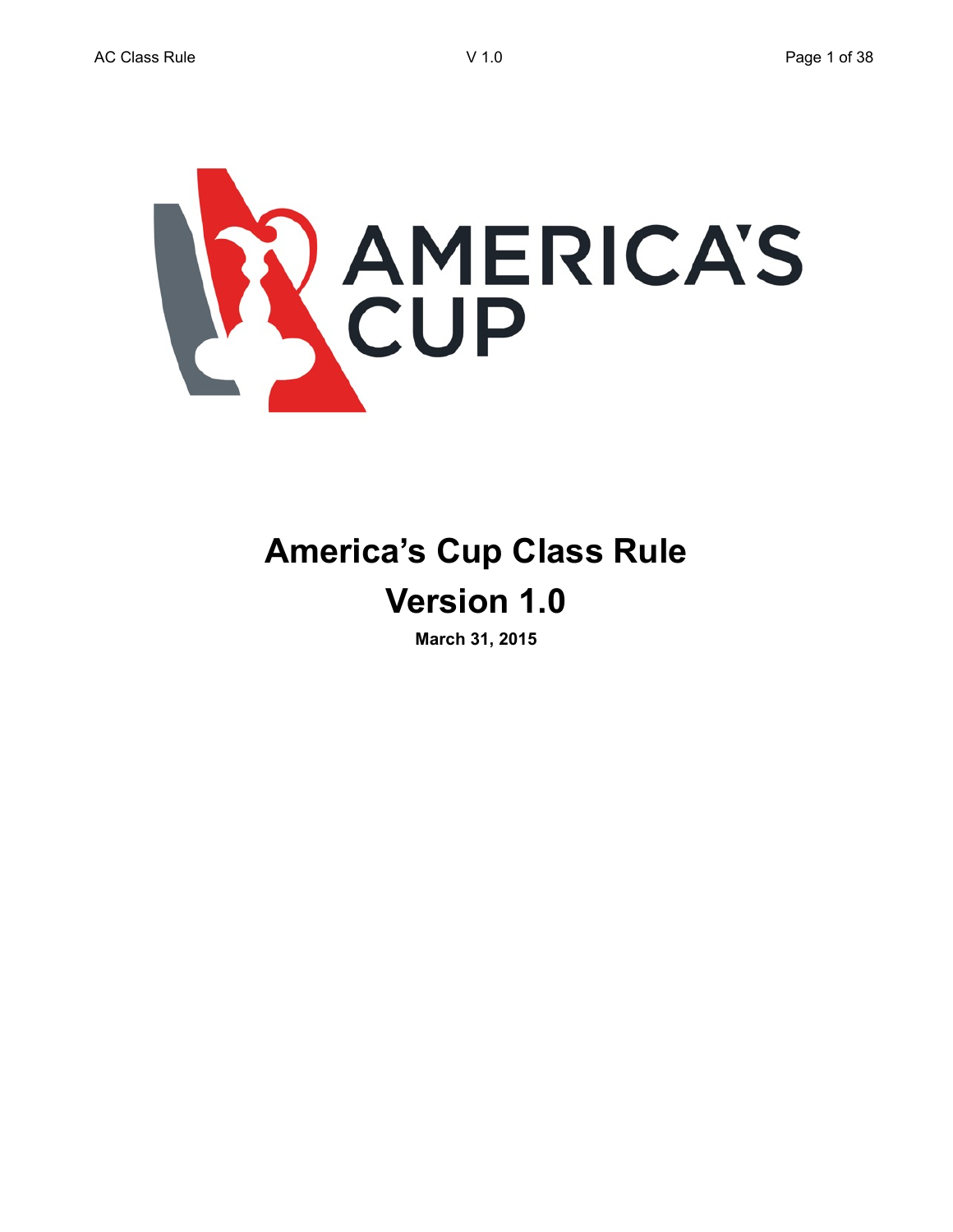# America's Cup Class Rule

# Version 1.0

**March 31, 2015**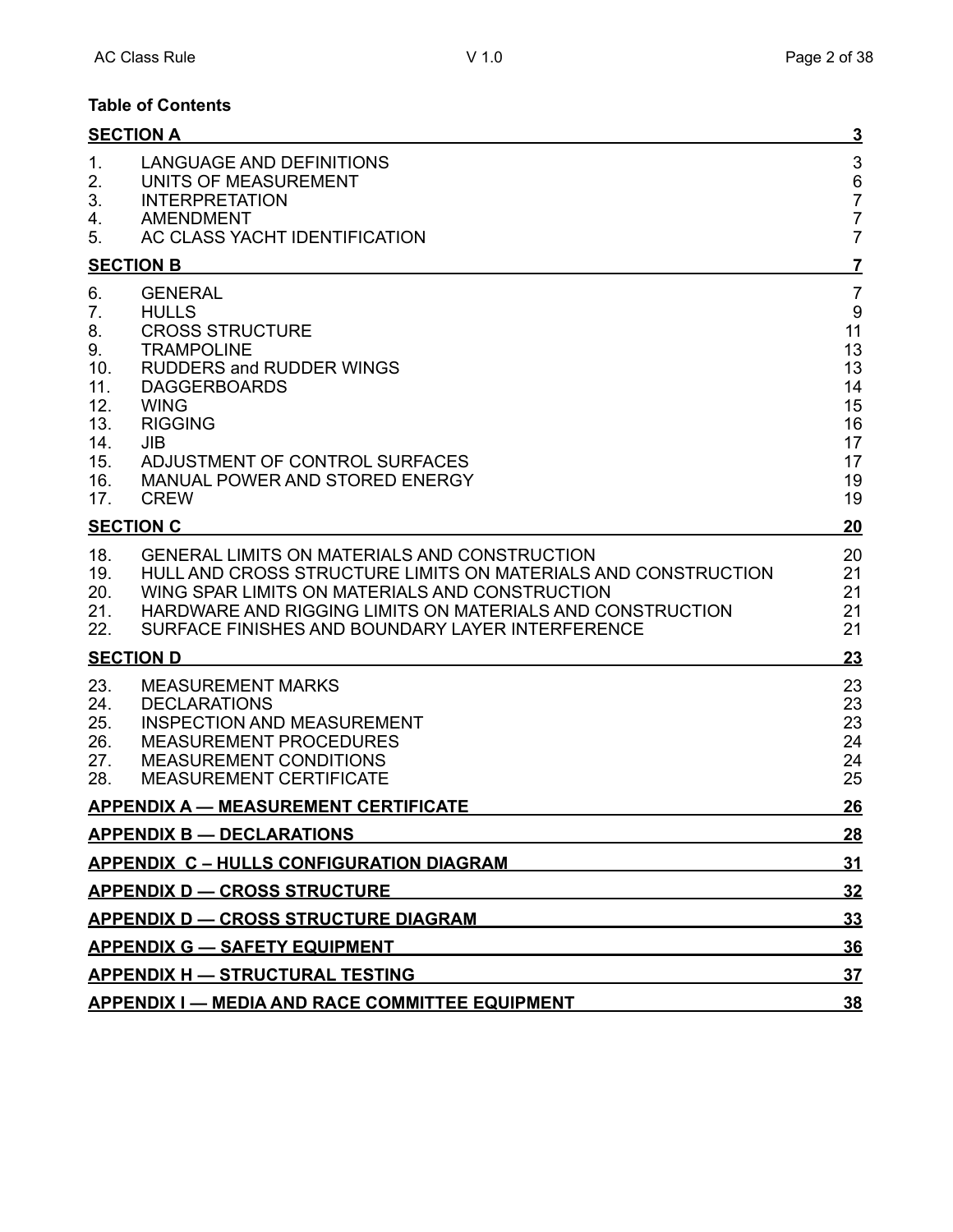**Table of Contents**

| | | |
|---|---|---|
| **SECTION A** | | **3** |
| 1. | LANGUAGE AND DEFINITIONS | 3 |
| 2. | UNITS OF MEASUREMENT | 6 |
| 3. | INTERPRETATION | 7 |
| 4. | AMENDMENT | 7 |
| 5. | AC CLASS YACHT IDENTIFICATION | 7 |
| **SECTION B** | | **7** |
| 6. | GENERAL | 7 |
| 7. | HULLS | 9 |
| 8. | CROSS STRUCTURE | 11 |
| 9. | TRAMPOLINE | 13 |
| 10. | RUDDERS and RUDDER WINGS | 13 |
| 11. | DAGGERBOARDS | 14 |
| 12. | WING | 15 |
| 13. | RIGGING | 16 |
| 14. | JIB | 17 |
| 15. | ADJUSTMENT OF CONTROL SURFACES | 17 |
| 16. | MANUAL POWER AND STORED ENERGY | 19 |
| 17. | CREW | 19 |
| **SECTION C** | | **20** |
| 18. | GENERAL LIMITS ON MATERIALS AND CONSTRUCTION | 20 |
| 19. | HULL AND CROSS STRUCTURE LIMITS ON MATERIALS AND CONSTRUCTION | 21 |
| 20. | WING SPAR LIMITS ON MATERIALS AND CONSTRUCTION | 21 |
| 21. | HARDWARE AND RIGGING LIMITS ON MATERIALS AND CONSTRUCTION | 21 |
| 22. | SURFACE FINISHES AND BOUNDARY LAYER INTERFERENCE | 21 |
| **SECTION D** | | **23** |
| 23. | MEASUREMENT MARKS | 23 |
| 24. | DECLARATIONS | 23 |
| 25. | INSPECTION AND MEASUREMENT | 23 |
| 26. | MEASUREMENT PROCEDURES | 24 |
| 27. | MEASUREMENT CONDITIONS | 24 |
| 28. | MEASUREMENT CERTIFICATE | 25 |
| **APPENDIX A — MEASUREMENT CERTIFICATE** | | **26** |
| **APPENDIX B — DECLARATIONS** | | **28** |
| **APPENDIX C – HULLS CONFIGURATION DIAGRAM** | | **31** |
| **APPENDIX D — CROSS STRUCTURE** | | **32** |
| **APPENDIX D — CROSS STRUCTURE DIAGRAM** | | **33** |
| **APPENDIX G — SAFETY EQUIPMENT** | | **36** |
| **APPENDIX H — STRUCTURAL TESTING** | | **37** |
| **APPENDIX I — MEDIA AND RACE COMMITTEE EQUIPMENT** | | **38** |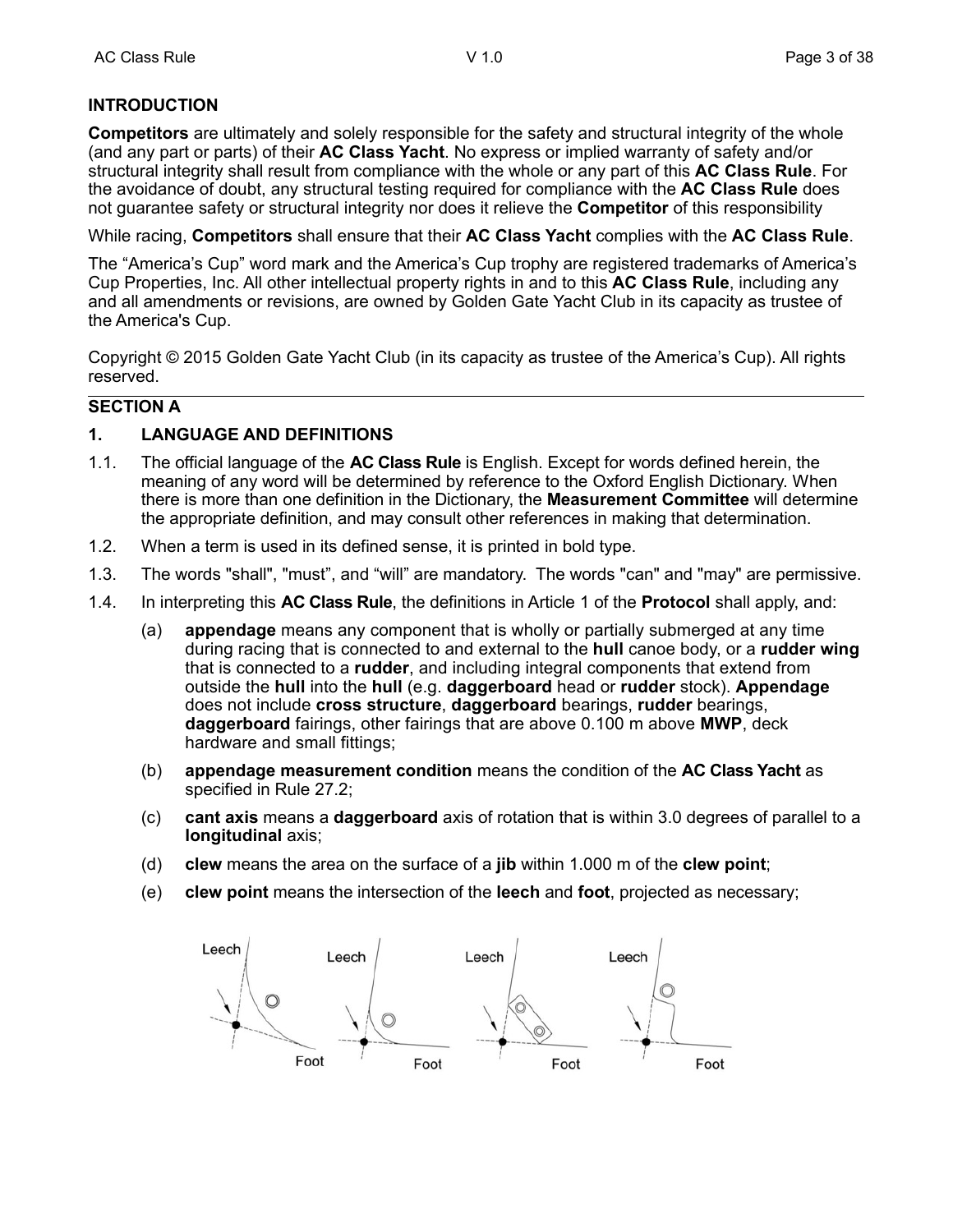## INTRODUCTION

**Competitors** are ultimately and solely responsible for the safety and structural integrity of the whole (and any part or parts) of their **AC Class Yacht**. No express or implied warranty of safety and/or structural integrity shall result from compliance with the whole or any part of this **AC Class Rule**. For the avoidance of doubt, any structural testing required for compliance with the **AC Class Rule** does not guarantee safety or structural integrity nor does it relieve the **Competitor** of this responsibility

While racing, **Competitors** shall ensure that their **AC Class Yacht** complies with the **AC Class Rule**.

The "America's Cup" word mark and the America's Cup trophy are registered trademarks of America's Cup Properties, Inc. All other intellectual property rights in and to this **AC Class Rule**, including any and all amendments or revisions, are owned by Golden Gate Yacht Club in its capacity as trustee of the America's Cup.

Copyright © 2015 Golden Gate Yacht Club (in its capacity as trustee of the America's Cup). All rights reserved.

---

## SECTION A

### 1. LANGUAGE AND DEFINITIONS

1.1. The official language of the **AC Class Rule** is English. Except for words defined herein, the meaning of any word will be determined by reference to the Oxford English Dictionary. When there is more than one definition in the Dictionary, the **Measurement Committee** will determine the appropriate definition, and may consult other references in making that determination.

1.2. When a term is used in its defined sense, it is printed in bold type.

1.3. The words "shall", "must", and "will" are mandatory. The words "can" and "may" are permissive.

1.4. In interpreting this **AC Class Rule**, the definitions in Article 1 of the **Protocol** shall apply, and:

(a) **appendage** means any component that is wholly or partially submerged at any time during racing that is connected to and external to the **hull** canoe body, or a **rudder wing** that is connected to a **rudder**, and including integral components that extend from outside the **hull** into the **hull** (e.g. **daggerboard** head or **rudder** stock). **Appendage** does not include **cross structure**, **daggerboard** bearings, **rudder** bearings, **daggerboard** fairings, other fairings that are above 0.100 m above **MWP**, deck hardware and small fittings;

(b) **appendage measurement condition** means the condition of the **AC Class Yacht** as specified in Rule 27.2;

(c) **cant axis** means a **daggerboard** axis of rotation that is within 3.0 degrees of parallel to a **longitudinal** axis;

(d) **clew** means the area on the surface of a **jib** within 1.000 m of the **clew point**;

(e) **clew point** means the intersection of the **leech** and **foot**, projected as necessary;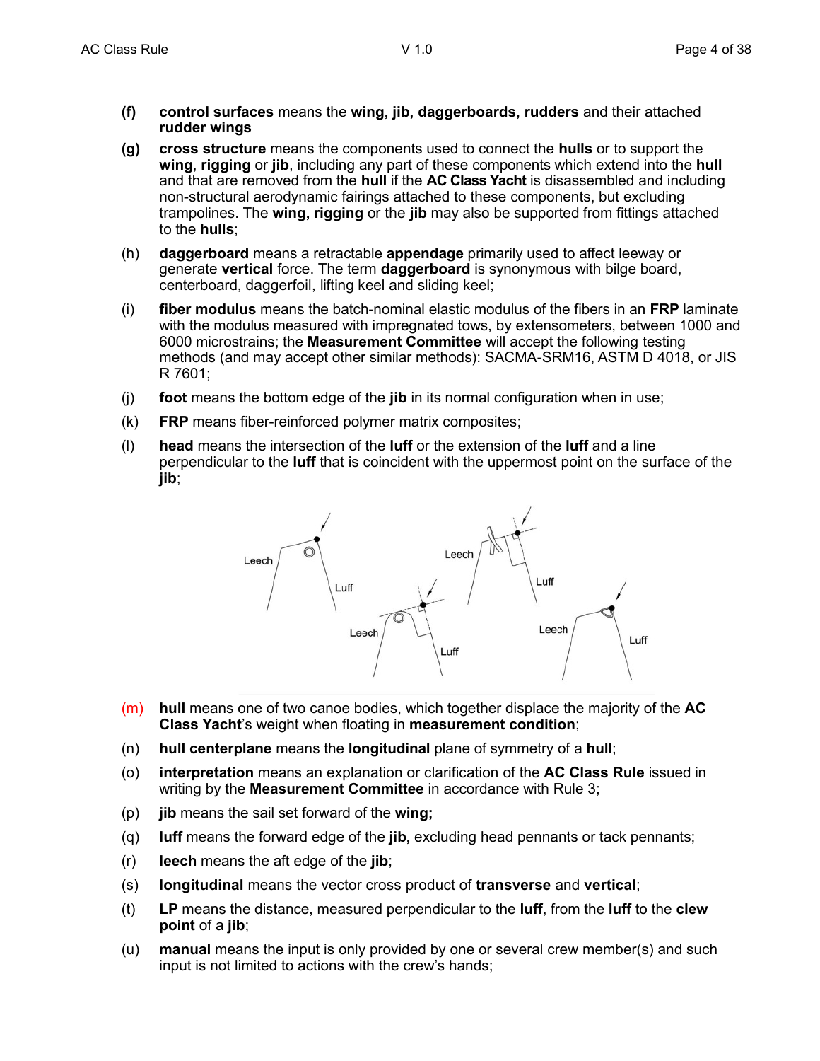**(f)** **control surfaces** means the **wing, jib, daggerboards, rudders** and their attached **rudder wings**

**(g)** **cross structure** means the components used to connect the **hulls** or to support the **wing**, **rigging** or **jib**, including any part of these components which extend into the **hull** and that are removed from the **hull** if the **AC Class Yacht** is disassembled and including non-structural aerodynamic fairings attached to these components, but excluding trampolines. The **wing, rigging** or the **jib** may also be supported from fittings attached to the **hulls**;

(h) **daggerboard** means a retractable **appendage** primarily used to affect leeway or generate **vertical** force. The term **daggerboard** is synonymous with bilge board, centerboard, daggerfoil, lifting keel and sliding keel;

(i) **fiber modulus** means the batch-nominal elastic modulus of the fibers in an **FRP** laminate with the modulus measured with impregnated tows, by extensometers, between 1000 and 6000 microstrains; the **Measurement Committee** will accept the following testing methods (and may accept other similar methods): SACMA-SRM16, ASTM D 4018, or JIS R 7601;

(j) **foot** means the bottom edge of the **jib** in its normal configuration when in use;

(k) **FRP** means fiber-reinforced polymer matrix composites;

(l) **head** means the intersection of the **luff** or the extension of the **luff** and a line perpendicular to the **luff** that is coincident with the uppermost point on the surface of the **jib**;

(m) **hull** means one of two canoe bodies, which together displace the majority of the **AC Class Yacht**'s weight when floating in **measurement condition**;

(n) **hull centerplane** means the **longitudinal** plane of symmetry of a **hull**;

(o) **interpretation** means an explanation or clarification of the **AC Class Rule** issued in writing by the **Measurement Committee** in accordance with Rule 3;

(p) **jib** means the sail set forward of the **wing;**

(q) **luff** means the forward edge of the **jib,** excluding head pennants or tack pennants;

(r) **leech** means the aft edge of the **jib**;

(s) **longitudinal** means the vector cross product of **transverse** and **vertical**;

(t) **LP** means the distance, measured perpendicular to the **luff**, from the **luff** to the **clew point** of a **jib**;

(u) **manual** means the input is only provided by one or several crew member(s) and such input is not limited to actions with the crew's hands;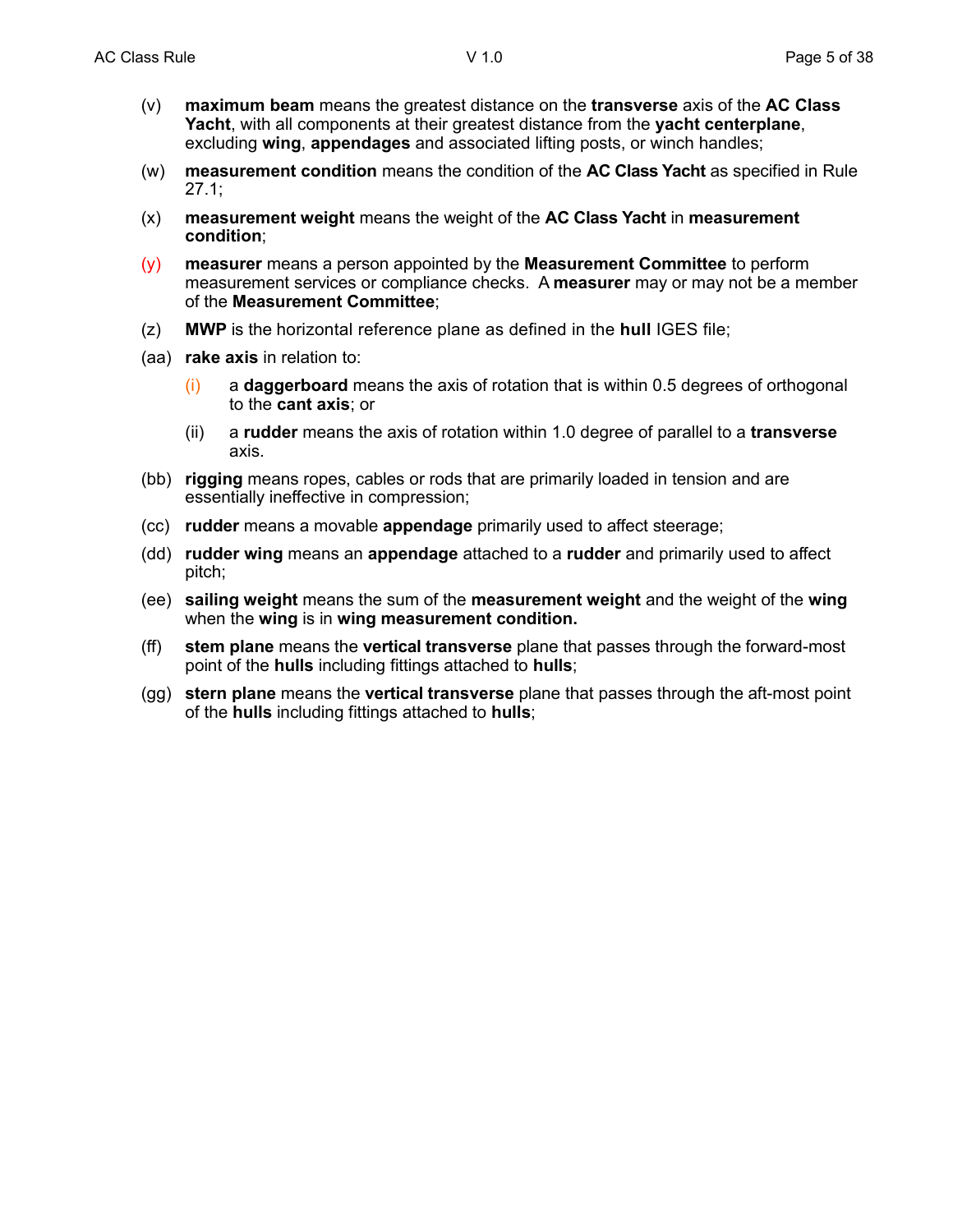(v) **maximum beam** means the greatest distance on the **transverse** axis of the **AC Class Yacht**, with all components at their greatest distance from the **yacht centerplane**, excluding **wing**, **appendages** and associated lifting posts, or winch handles;

(w) **measurement condition** means the condition of the **AC Class Yacht** as specified in Rule 27.1;

(x) **measurement weight** means the weight of the **AC Class Yacht** in **measurement condition**;

(y) **measurer** means a person appointed by the **Measurement Committee** to perform measurement services or compliance checks. A **measurer** may or may not be a member of the **Measurement Committee**;

(z) **MWP** is the horizontal reference plane as defined in the **hull** IGES file;

(aa) **rake axis** in relation to:

- (i) a **daggerboard** means the axis of rotation that is within 0.5 degrees of orthogonal to the **cant axis**; or
- (ii) a **rudder** means the axis of rotation within 1.0 degree of parallel to a **transverse** axis.

(bb) **rigging** means ropes, cables or rods that are primarily loaded in tension and are essentially ineffective in compression;

(cc) **rudder** means a movable **appendage** primarily used to affect steerage;

(dd) **rudder wing** means an **appendage** attached to a **rudder** and primarily used to affect pitch;

(ee) **sailing weight** means the sum of the **measurement weight** and the weight of the **wing** when the **wing** is in **wing measurement condition.**

(ff) **stem plane** means the **vertical transverse** plane that passes through the forward-most point of the **hulls** including fittings attached to **hulls**;

(gg) **stern plane** means the **vertical transverse** plane that passes through the aft-most point of the **hulls** including fittings attached to **hulls**;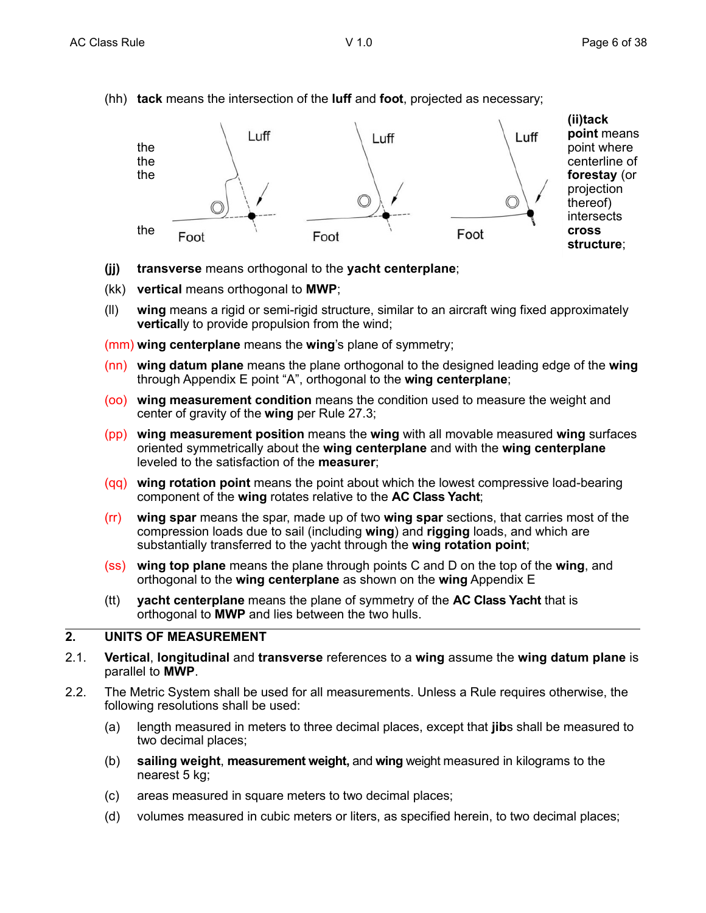(hh) **tack** means the intersection of the **luff** and **foot**, projected as necessary;

the
the
the

the

Luff Luff Luff

Foot Foot Foot

(ii) **tack point** means the point where the centerline of the **forestay** (or the projection thereof) intersects the **cross structure**;

**(jj)** **transverse** means orthogonal to the **yacht centerplane**;

(kk) **vertical** means orthogonal to **MWP**;

(ll) **wing** means a rigid or semi-rigid structure, similar to an aircraft wing fixed approximately **vertical**ly to provide propulsion from the wind;

(mm) **wing centerplane** means the **wing**'s plane of symmetry;

(nn) **wing datum plane** means the plane orthogonal to the designed leading edge of the **wing** through Appendix E point "A", orthogonal to the **wing centerplane**;

(oo) **wing measurement condition** means the condition used to measure the weight and center of gravity of the **wing** per Rule 27.3;

(pp) **wing measurement position** means the **wing** with all movable measured **wing** surfaces oriented symmetrically about the **wing centerplane** and with the **wing centerplane** leveled to the satisfaction of the **measurer**;

(qq) **wing rotation point** means the point about which the lowest compressive load-bearing component of the **wing** rotates relative to the **AC Class Yacht**;

(rr) **wing spar** means the spar, made up of two **wing spar** sections, that carries most of the compression loads due to sail (including **wing**) and **rigging** loads, and which are substantially transferred to the yacht through the **wing rotation point**;

(ss) **wing top plane** means the plane through points C and D on the top of the **wing**, and orthogonal to the **wing centerplane** as shown on the **wing** Appendix E

(tt) **yacht centerplane** means the plane of symmetry of the **AC Class Yacht** that is orthogonal to **MWP** and lies between the two hulls.

## 2. UNITS OF MEASUREMENT

2.1. **Vertical**, **longitudinal** and **transverse** references to a **wing** assume the **wing datum plane** is parallel to **MWP**.

2.2. The Metric System shall be used for all measurements. Unless a Rule requires otherwise, the following resolutions shall be used:

(a) length measured in meters to three decimal places, except that **jib**s shall be measured to two decimal places;

(b) **sailing weight**, **measurement weight,** and **wing** weight measured in kilograms to the nearest 5 kg;

(c) areas measured in square meters to two decimal places;

(d) volumes measured in cubic meters or liters, as specified herein, to two decimal places;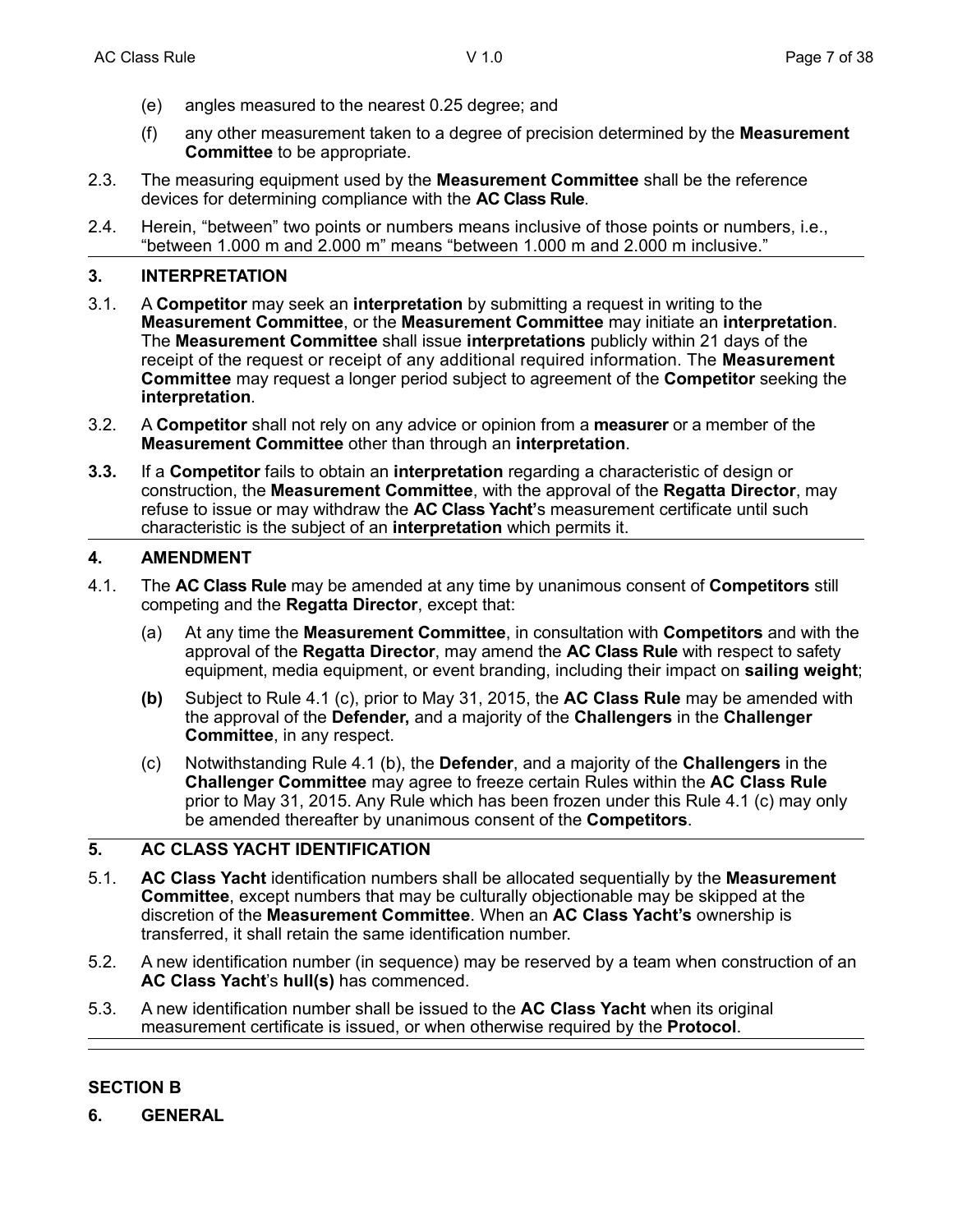(e) angles measured to the nearest 0.25 degree; and

(f) any other measurement taken to a degree of precision determined by the **Measurement Committee** to be appropriate.

2.3. The measuring equipment used by the **Measurement Committee** shall be the reference devices for determining compliance with the **AC Class Rule**.

2.4. Herein, "between" two points or numbers means inclusive of those points or numbers, i.e., "between 1.000 m and 2.000 m" means "between 1.000 m and 2.000 m inclusive."

## 3. INTERPRETATION

3.1. A **Competitor** may seek an **interpretation** by submitting a request in writing to the **Measurement Committee**, or the **Measurement Committee** may initiate an **interpretation**. The **Measurement Committee** shall issue **interpretations** publicly within 21 days of the receipt of the request or receipt of any additional required information. The **Measurement Committee** may request a longer period subject to agreement of the **Competitor** seeking the **interpretation**.

3.2. A **Competitor** shall not rely on any advice or opinion from a **measurer** or a member of the **Measurement Committee** other than through an **interpretation**.

**3.3.** If a **Competitor** fails to obtain an **interpretation** regarding a characteristic of design or construction, the **Measurement Committee**, with the approval of the **Regatta Director**, may refuse to issue or may withdraw the **AC Class Yacht'**s measurement certificate until such characteristic is the subject of an **interpretation** which permits it.

## 4. AMENDMENT

4.1. The **AC Class Rule** may be amended at any time by unanimous consent of **Competitors** still competing and the **Regatta Director**, except that:

(a) At any time the **Measurement Committee**, in consultation with **Competitors** and with the approval of the **Regatta Director**, may amend the **AC Class Rule** with respect to safety equipment, media equipment, or event branding, including their impact on **sailing weight**;

**(b)** Subject to Rule 4.1 (c), prior to May 31, 2015, the **AC Class Rule** may be amended with the approval of the **Defender,** and a majority of the **Challengers** in the **Challenger Committee**, in any respect.

(c) Notwithstanding Rule 4.1 (b), the **Defender**, and a majority of the **Challengers** in the **Challenger Committee** may agree to freeze certain Rules within the **AC Class Rule** prior to May 31, 2015. Any Rule which has been frozen under this Rule 4.1 (c) may only be amended thereafter by unanimous consent of the **Competitors**.

## 5. AC CLASS YACHT IDENTIFICATION

5.1. **AC Class Yacht** identification numbers shall be allocated sequentially by the **Measurement Committee**, except numbers that may be culturally objectionable may be skipped at the discretion of the **Measurement Committee**. When an **AC Class Yacht's** ownership is transferred, it shall retain the same identification number.

5.2. A new identification number (in sequence) may be reserved by a team when construction of an **AC Class Yacht**'s **hull(s)** has commenced.

5.3. A new identification number shall be issued to the **AC Class Yacht** when its original measurement certificate is issued, or when otherwise required by the **Protocol**.

# SECTION B

## 6. GENERAL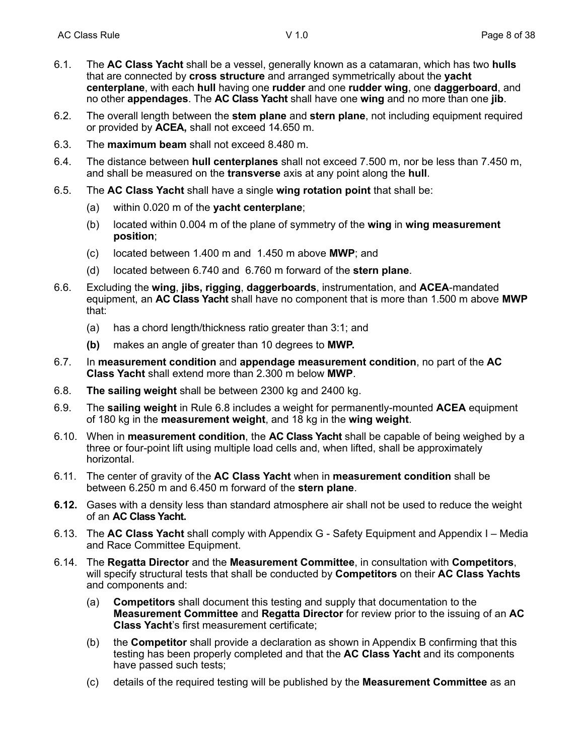6.1. The **AC Class Yacht** shall be a vessel, generally known as a catamaran, which has two **hulls** that are connected by **cross structure** and arranged symmetrically about the **yacht centerplane**, with each **hull** having one **rudder** and one **rudder wing**, one **daggerboard**, and no other **appendages**. The **AC Class Yacht** shall have one **wing** and no more than one **jib**.

6.2. The overall length between the **stem plane** and **stern plane**, not including equipment required or provided by **ACEA,** shall not exceed 14.650 m.

6.3. The **maximum beam** shall not exceed 8.480 m.

6.4. The distance between **hull centerplanes** shall not exceed 7.500 m, nor be less than 7.450 m, and shall be measured on the **transverse** axis at any point along the **hull**.

6.5. The **AC Class Yacht** shall have a single **wing rotation point** that shall be:

- (a) within 0.020 m of the **yacht centerplane**;
- (b) located within 0.004 m of the plane of symmetry of the **wing** in **wing measurement position**;
- (c) located between 1.400 m and 1.450 m above **MWP**; and
- (d) located between 6.740 and 6.760 m forward of the **stern plane**.

6.6. Excluding the **wing**, **jibs, rigging**, **daggerboards**, instrumentation, and **ACEA**-mandated equipment, an **AC Class Yacht** shall have no component that is more than 1.500 m above **MWP** that:

- (a) has a chord length/thickness ratio greater than 3:1; and
- **(b)** makes an angle of greater than 10 degrees to **MWP.**

6.7. In **measurement condition** and **appendage measurement condition**, no part of the **AC Class Yacht** shall extend more than 2.300 m below **MWP**.

6.8. **The sailing weight** shall be between 2300 kg and 2400 kg.

6.9. The **sailing weight** in Rule 6.8 includes a weight for permanently-mounted **ACEA** equipment of 180 kg in the **measurement weight**, and 18 kg in the **wing weight**.

6.10. When in **measurement condition**, the **AC Class Yacht** shall be capable of being weighed by a three or four-point lift using multiple load cells and, when lifted, shall be approximately horizontal.

6.11. The center of gravity of the **AC Class Yacht** when in **measurement condition** shall be between 6.250 m and 6.450 m forward of the **stern plane**.

**6.12.** Gases with a density less than standard atmosphere air shall not be used to reduce the weight of an **AC Class Yacht.**

6.13. The **AC Class Yacht** shall comply with Appendix G - Safety Equipment and Appendix I – Media and Race Committee Equipment.

6.14. The **Regatta Director** and the **Measurement Committee**, in consultation with **Competitors**, will specify structural tests that shall be conducted by **Competitors** on their **AC Class Yachts** and components and:

- (a) **Competitors** shall document this testing and supply that documentation to the **Measurement Committee** and **Regatta Director** for review prior to the issuing of an **AC Class Yacht**'s first measurement certificate;
- (b) the **Competitor** shall provide a declaration as shown in Appendix B confirming that this testing has been properly completed and that the **AC Class Yacht** and its components have passed such tests;
- (c) details of the required testing will be published by the **Measurement Committee** as an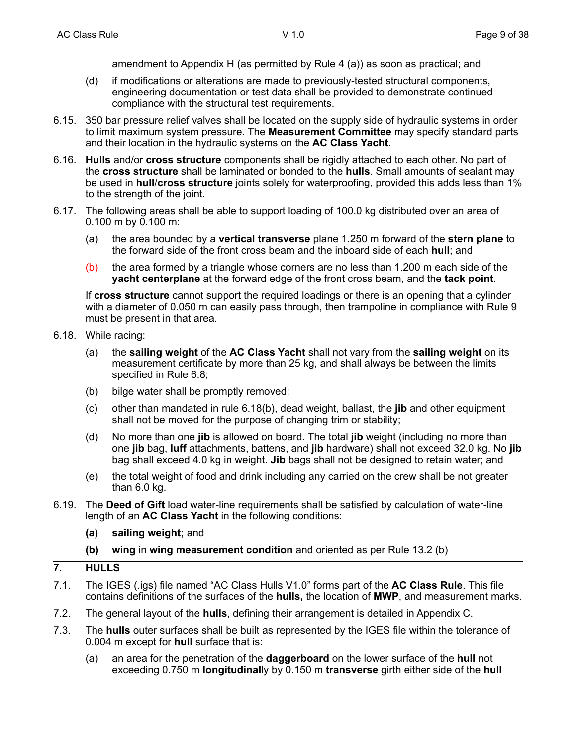amendment to Appendix H (as permitted by Rule 4 (a)) as soon as practical; and

(d) if modifications or alterations are made to previously-tested structural components, engineering documentation or test data shall be provided to demonstrate continued compliance with the structural test requirements.

6.15. 350 bar pressure relief valves shall be located on the supply side of hydraulic systems in order to limit maximum system pressure. The **Measurement Committee** may specify standard parts and their location in the hydraulic systems on the **AC Class Yacht**.

6.16. **Hulls** and/or **cross structure** components shall be rigidly attached to each other. No part of the **cross structure** shall be laminated or bonded to the **hulls**. Small amounts of sealant may be used in **hull**/**cross structure** joints solely for waterproofing, provided this adds less than 1% to the strength of the joint.

6.17. The following areas shall be able to support loading of 100.0 kg distributed over an area of 0.100 m by 0.100 m:

(a) the area bounded by a **vertical transverse** plane 1.250 m forward of the **stern plane** to the forward side of the front cross beam and the inboard side of each **hull**; and

(b) the area formed by a triangle whose corners are no less than 1.200 m each side of the **yacht centerplane** at the forward edge of the front cross beam, and the **tack point**.

If **cross structure** cannot support the required loadings or there is an opening that a cylinder with a diameter of 0.050 m can easily pass through, then trampoline in compliance with Rule 9 must be present in that area.

6.18. While racing:

(a) the **sailing weight** of the **AC Class Yacht** shall not vary from the **sailing weight** on its measurement certificate by more than 25 kg, and shall always be between the limits specified in Rule 6.8;

(b) bilge water shall be promptly removed;

(c) other than mandated in rule 6.18(b), dead weight, ballast, the **jib** and other equipment shall not be moved for the purpose of changing trim or stability;

(d) No more than one **jib** is allowed on board. The total **jib** weight (including no more than one **jib** bag, **luff** attachments, battens, and **jib** hardware) shall not exceed 32.0 kg. No **jib** bag shall exceed 4.0 kg in weight. **Jib** bags shall not be designed to retain water; and

(e) the total weight of food and drink including any carried on the crew shall be not greater than 6.0 kg.

6.19. The **Deed of Gift** load water-line requirements shall be satisfied by calculation of water-line length of an **AC Class Yacht** in the following conditions:

**(a)** **sailing weight;** and

**(b)** **wing** in **wing measurement condition** and oriented as per Rule 13.2 (b)

## 7. HULLS

7.1. The IGES (.igs) file named "AC Class Hulls V1.0" forms part of the **AC Class Rule**. This file contains definitions of the surfaces of the **hulls,** the location of **MWP**, and measurement marks.

7.2. The general layout of the **hulls**, defining their arrangement is detailed in Appendix C.

7.3. The **hulls** outer surfaces shall be built as represented by the IGES file within the tolerance of 0.004 m except for **hull** surface that is:

(a) an area for the penetration of the **daggerboard** on the lower surface of the **hull** not exceeding 0.750 m **longitudinal**ly by 0.150 m **transverse** girth either side of the **hull**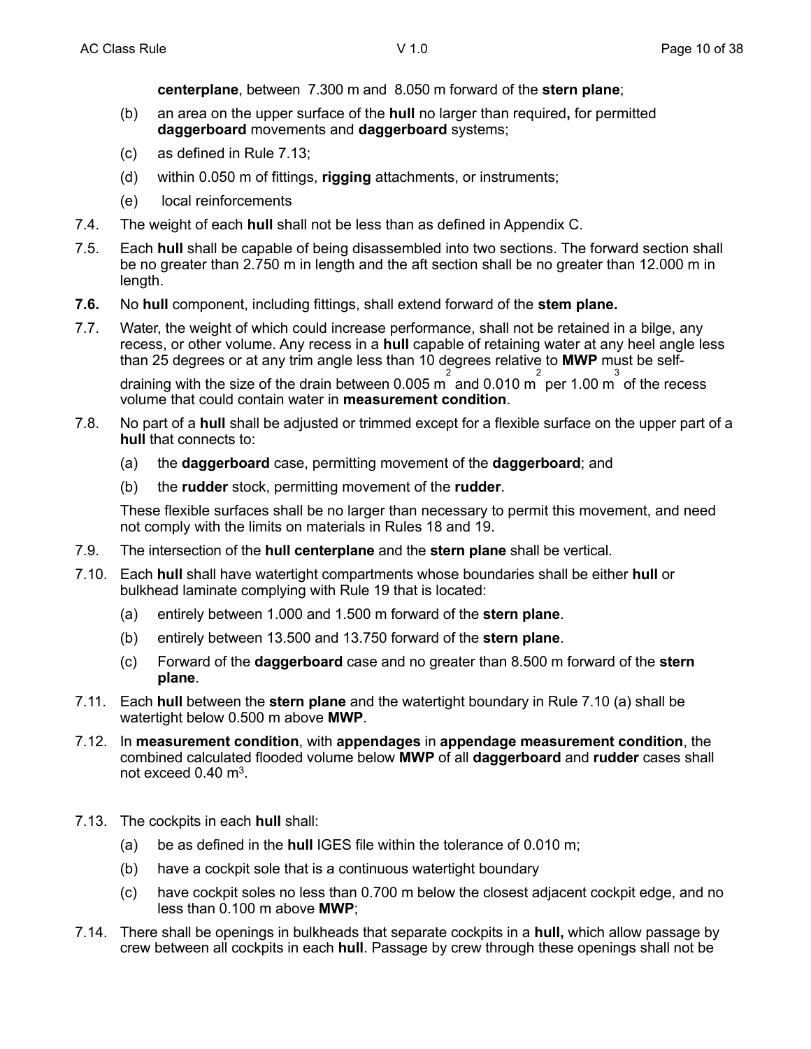**centerplane**, between 7.300 m and 8.050 m forward of the **stern plane**;

(b) an area on the upper surface of the **hull** no larger than required**,** for permitted **daggerboard** movements and **daggerboard** systems;

(c) as defined in Rule 7.13;

(d) within 0.050 m of fittings, **rigging** attachments, or instruments;

(e) local reinforcements

7.4. The weight of each **hull** shall not be less than as defined in Appendix C.

7.5. Each **hull** shall be capable of being disassembled into two sections. The forward section shall be no greater than 2.750 m in length and the aft section shall be no greater than 12.000 m in length.

**7.6.** No **hull** component, including fittings, shall extend forward of the **stem plane.**

7.7. Water, the weight of which could increase performance, shall not be retained in a bilge, any recess, or other volume. Any recess in a **hull** capable of retaining water at any heel angle less than 25 degrees or at any trim angle less than 10 degrees relative to **MWP** must be self-draining with the size of the drain between 0.005 $m^2$ and 0.010 $m^2$ per 1.00 $m^3$ of the recess volume that could contain water in **measurement condition**.

7.8. No part of a **hull** shall be adjusted or trimmed except for a flexible surface on the upper part of a **hull** that connects to:

(a) the **daggerboard** case, permitting movement of the **daggerboard**; and

(b) the **rudder** stock, permitting movement of the **rudder**.

These flexible surfaces shall be no larger than necessary to permit this movement, and need not comply with the limits on materials in Rules 18 and 19.

7.9. The intersection of the **hull centerplane** and the **stern plane** shall be vertical.

7.10. Each **hull** shall have watertight compartments whose boundaries shall be either **hull** or bulkhead laminate complying with Rule 19 that is located:

(a) entirely between 1.000 and 1.500 m forward of the **stern plane**.

(b) entirely between 13.500 and 13.750 forward of the **stern plane**.

(c) Forward of the **daggerboard** case and no greater than 8.500 m forward of the **stern plane**.

7.11. Each **hull** between the **stern plane** and the watertight boundary in Rule 7.10 (a) shall be watertight below 0.500 m above **MWP**.

7.12. In **measurement condition**, with **appendages** in **appendage measurement condition**, the combined calculated flooded volume below **MWP** of all **daggerboard** and **rudder** cases shall not exceed 0.40 $m^3$.

7.13. The cockpits in each **hull** shall:

(a) be as defined in the **hull** IGES file within the tolerance of 0.010 m;

(b) have a cockpit sole that is a continuous watertight boundary

(c) have cockpit soles no less than 0.700 m below the closest adjacent cockpit edge, and no less than 0.100 m above **MWP**;

7.14. There shall be openings in bulkheads that separate cockpits in a **hull,** which allow passage by crew between all cockpits in each **hull**. Passage by crew through these openings shall not be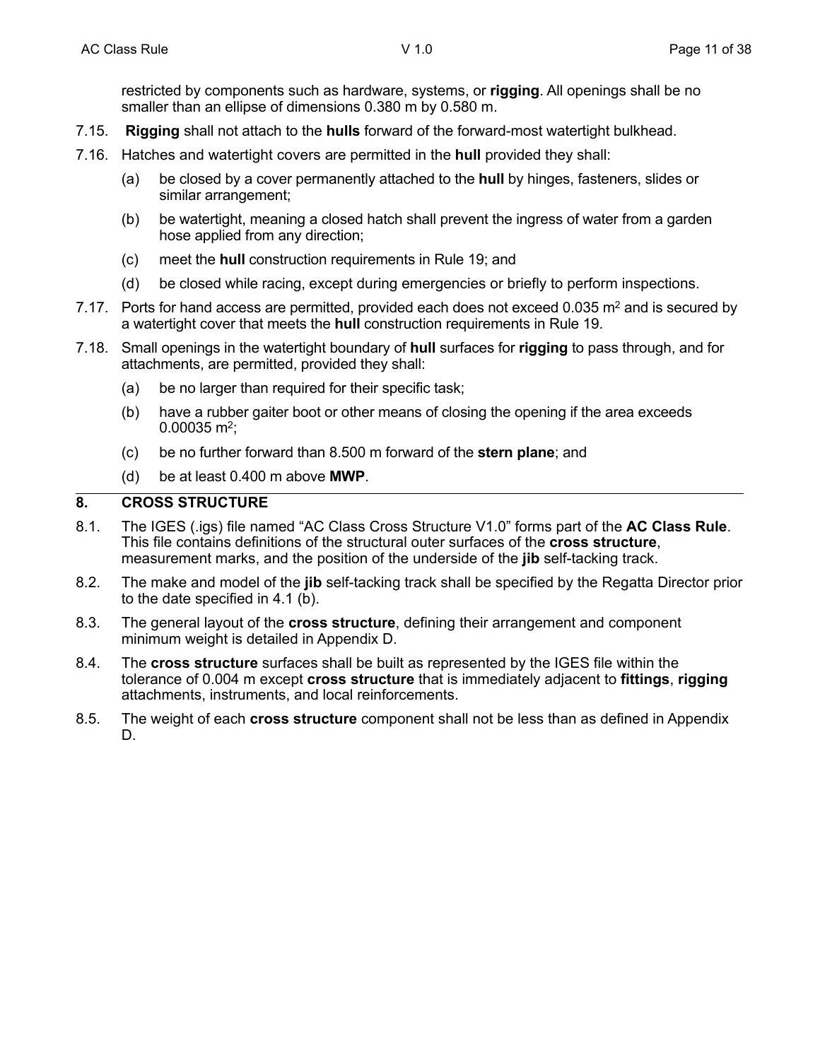restricted by components such as hardware, systems, or **rigging**. All openings shall be no smaller than an ellipse of dimensions 0.380 m by 0.580 m.

7.15. **Rigging** shall not attach to the **hulls** forward of the forward-most watertight bulkhead.

7.16. Hatches and watertight covers are permitted in the **hull** provided they shall:

- (a) be closed by a cover permanently attached to the **hull** by hinges, fasteners, slides or similar arrangement;
- (b) be watertight, meaning a closed hatch shall prevent the ingress of water from a garden hose applied from any direction;
- (c) meet the **hull** construction requirements in Rule 19; and
- (d) be closed while racing, except during emergencies or briefly to perform inspections.

7.17. Ports for hand access are permitted, provided each does not exceed 0.035 $m^2$ and is secured by a watertight cover that meets the **hull** construction requirements in Rule 19.

7.18. Small openings in the watertight boundary of **hull** surfaces for **rigging** to pass through, and for attachments, are permitted, provided they shall:

- (a) be no larger than required for their specific task;
- (b) have a rubber gaiter boot or other means of closing the opening if the area exceeds 0.00035 $m^2$;
- (c) be no further forward than 8.500 m forward of the **stern plane**; and
- (d) be at least 0.400 m above **MWP**.

## 8. CROSS STRUCTURE

8.1. The IGES (.igs) file named "AC Class Cross Structure V1.0" forms part of the **AC Class Rule**. This file contains definitions of the structural outer surfaces of the **cross structure**, measurement marks, and the position of the underside of the **jib** self-tacking track.

8.2. The make and model of the **jib** self-tacking track shall be specified by the Regatta Director prior to the date specified in 4.1 (b).

8.3. The general layout of the **cross structure**, defining their arrangement and component minimum weight is detailed in Appendix D.

8.4. The **cross structure** surfaces shall be built as represented by the IGES file within the tolerance of 0.004 m except **cross structure** that is immediately adjacent to **fittings**, **rigging** attachments, instruments, and local reinforcements.

8.5. The weight of each **cross structure** component shall not be less than as defined in Appendix D.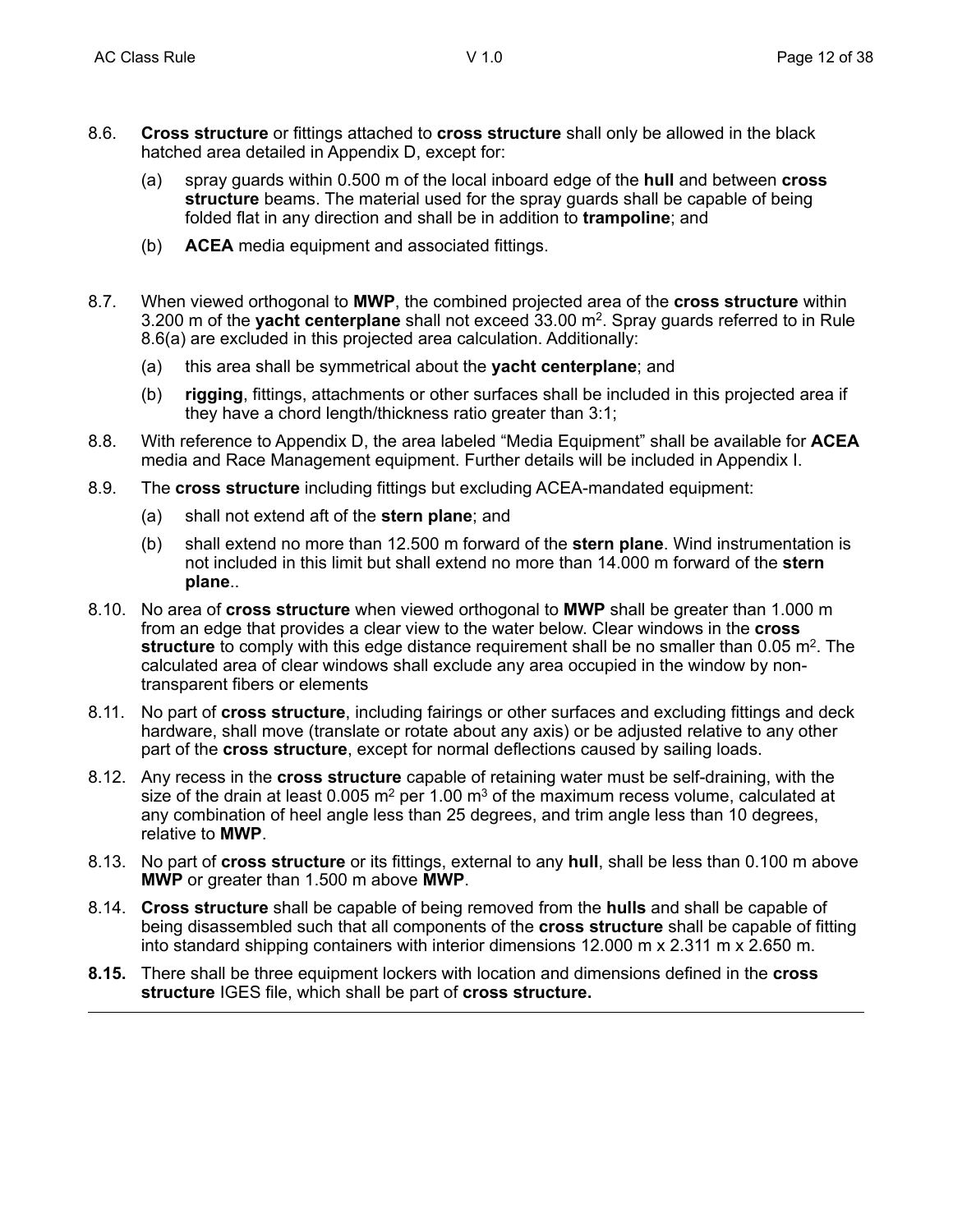8.6. **Cross structure** or fittings attached to **cross structure** shall only be allowed in the black hatched area detailed in Appendix D, except for:

(a) spray guards within 0.500 m of the local inboard edge of the **hull** and between **cross structure** beams. The material used for the spray guards shall be capable of being folded flat in any direction and shall be in addition to **trampoline**; and

(b) **ACEA** media equipment and associated fittings.

8.7. When viewed orthogonal to **MWP**, the combined projected area of the **cross structure** within 3.200 m of the **yacht centerplane** shall not exceed 33.00 $m^2$. Spray guards referred to in Rule 8.6(a) are excluded in this projected area calculation. Additionally:

(a) this area shall be symmetrical about the **yacht centerplane**; and

(b) **rigging**, fittings, attachments or other surfaces shall be included in this projected area if they have a chord length/thickness ratio greater than 3:1;

8.8. With reference to Appendix D, the area labeled "Media Equipment" shall be available for **ACEA** media and Race Management equipment. Further details will be included in Appendix I.

8.9. The **cross structure** including fittings but excluding ACEA-mandated equipment:

(a) shall not extend aft of the **stern plane**; and

(b) shall extend no more than 12.500 m forward of the **stern plane**. Wind instrumentation is not included in this limit but shall extend no more than 14.000 m forward of the **stern plane**..

8.10. No area of **cross structure** when viewed orthogonal to **MWP** shall be greater than 1.000 m from an edge that provides a clear view to the water below. Clear windows in the **cross structure** to comply with this edge distance requirement shall be no smaller than 0.05 $m^2$. The calculated area of clear windows shall exclude any area occupied in the window by non-transparent fibers or elements

8.11. No part of **cross structure**, including fairings or other surfaces and excluding fittings and deck hardware, shall move (translate or rotate about any axis) or be adjusted relative to any other part of the **cross structure**, except for normal deflections caused by sailing loads.

8.12. Any recess in the **cross structure** capable of retaining water must be self-draining, with the size of the drain at least 0.005 $m^2$ per 1.00 $m^3$ of the maximum recess volume, calculated at any combination of heel angle less than 25 degrees, and trim angle less than 10 degrees, relative to **MWP**.

8.13. No part of **cross structure** or its fittings, external to any **hull**, shall be less than 0.100 m above **MWP** or greater than 1.500 m above **MWP**.

8.14. **Cross structure** shall be capable of being removed from the **hulls** and shall be capable of being disassembled such that all components of the **cross structure** shall be capable of fitting into standard shipping containers with interior dimensions 12.000 m x 2.311 m x 2.650 m.

**8.15.** There shall be three equipment lockers with location and dimensions defined in the **cross structure** IGES file, which shall be part of **cross structure.**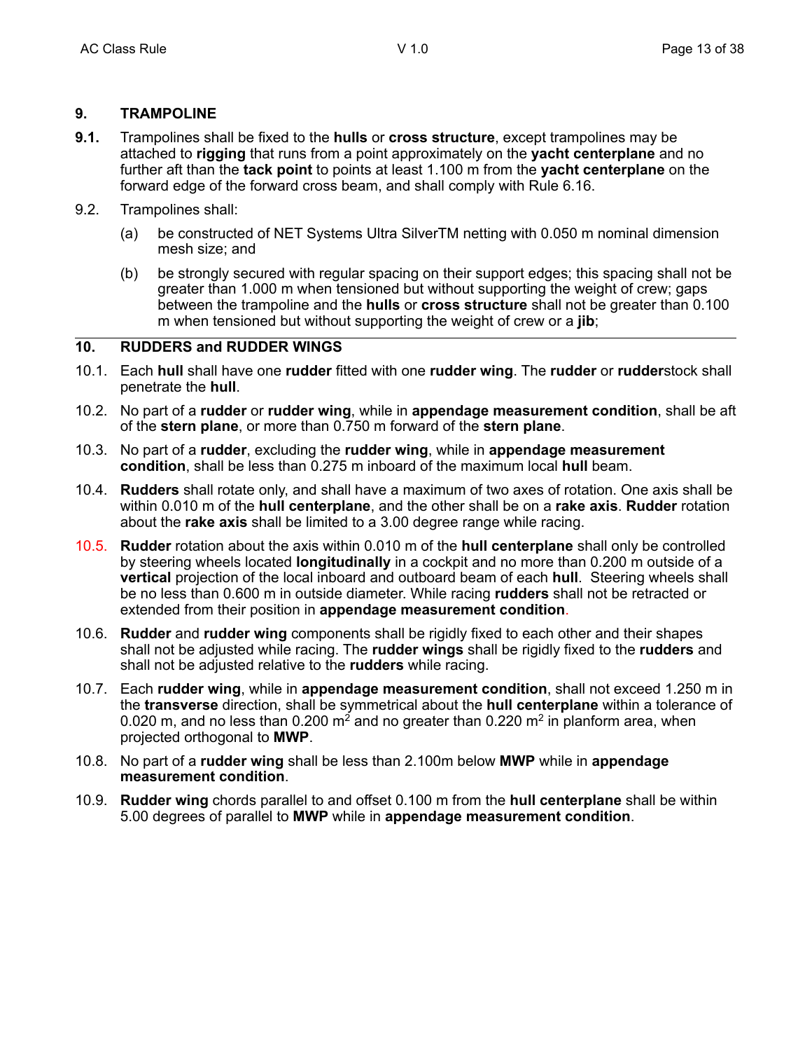## 9. TRAMPOLINE

**9.1.** Trampolines shall be fixed to the **hulls** or **cross structure**, except trampolines may be attached to **rigging** that runs from a point approximately on the **yacht centerplane** and no further aft than the **tack point** to points at least 1.100 m from the **yacht centerplane** on the forward edge of the forward cross beam, and shall comply with Rule 6.16.

9.2. Trampolines shall:

(a) be constructed of NET Systems Ultra SilverTM netting with 0.050 m nominal dimension mesh size; and

(b) be strongly secured with regular spacing on their support edges; this spacing shall not be greater than 1.000 m when tensioned but without supporting the weight of crew; gaps between the trampoline and the **hulls** or **cross structure** shall not be greater than 0.100 m when tensioned but without supporting the weight of crew or a **jib**;

---

## 10. RUDDERS and RUDDER WINGS

10.1. Each **hull** shall have one **rudder** fitted with one **rudder wing**. The **rudder** or **rudder**stock shall penetrate the **hull**.

10.2. No part of a **rudder** or **rudder wing**, while in **appendage measurement condition**, shall be aft of the **stern plane**, or more than 0.750 m forward of the **stern plane**.

10.3. No part of a **rudder**, excluding the **rudder wing**, while in **appendage measurement condition**, shall be less than 0.275 m inboard of the maximum local **hull** beam.

10.4. **Rudders** shall rotate only, and shall have a maximum of two axes of rotation. One axis shall be within 0.010 m of the **hull centerplane**, and the other shall be on a **rake axis**. **Rudder** rotation about the **rake axis** shall be limited to a 3.00 degree range while racing.

10.5. **Rudder** rotation about the axis within 0.010 m of the **hull centerplane** shall only be controlled by steering wheels located **longitudinally** in a cockpit and no more than 0.200 m outside of a **vertical** projection of the local inboard and outboard beam of each **hull**. Steering wheels shall be no less than 0.600 m in outside diameter. While racing **rudders** shall not be retracted or extended from their position in **appendage measurement condition**.

10.6. **Rudder** and **rudder wing** components shall be rigidly fixed to each other and their shapes shall not be adjusted while racing. The **rudder wings** shall be rigidly fixed to the **rudders** and shall not be adjusted relative to the **rudders** while racing.

10.7. Each **rudder wing**, while in **appendage measurement condition**, shall not exceed 1.250 m in the **transverse** direction, shall be symmetrical about the **hull centerplane** within a tolerance of 0.020 m, and no less than 0.200 $m^2$ and no greater than 0.220 $m^2$ in planform area, when projected orthogonal to **MWP**.

10.8. No part of a **rudder wing** shall be less than 2.100m below **MWP** while in **appendage measurement condition**.

10.9. **Rudder wing** chords parallel to and offset 0.100 m from the **hull centerplane** shall be within 5.00 degrees of parallel to **MWP** while in **appendage measurement condition**.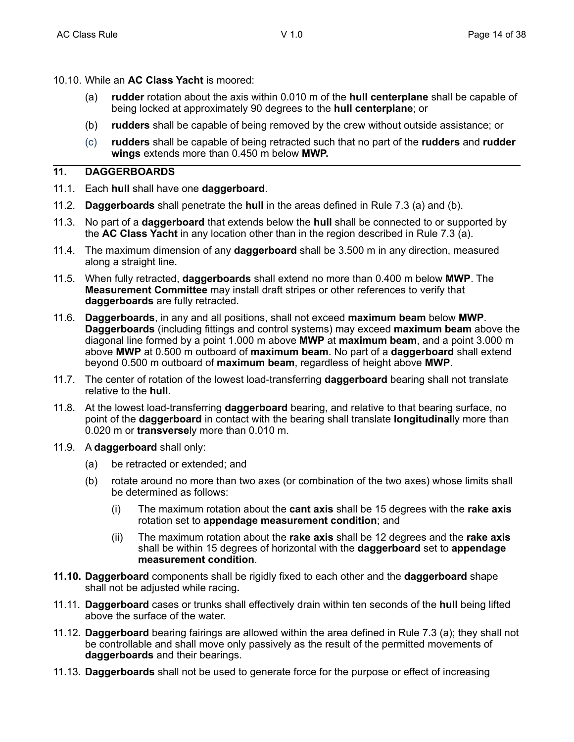10.10. While an **AC Class Yacht** is moored:

(a) **rudder** rotation about the axis within 0.010 m of the **hull centerplane** shall be capable of being locked at approximately 90 degrees to the **hull centerplane**; or

(b) **rudders** shall be capable of being removed by the crew without outside assistance; or

(c) **rudders** shall be capable of being retracted such that no part of the **rudders** and **rudder wings** extends more than 0.450 m below **MWP.**

## 11. DAGGERBOARDS

11.1. Each **hull** shall have one **daggerboard**.

11.2. **Daggerboards** shall penetrate the **hull** in the areas defined in Rule 7.3 (a) and (b).

11.3. No part of a **daggerboard** that extends below the **hull** shall be connected to or supported by the **AC Class Yacht** in any location other than in the region described in Rule 7.3 (a).

11.4. The maximum dimension of any **daggerboard** shall be 3.500 m in any direction, measured along a straight line.

11.5. When fully retracted, **daggerboards** shall extend no more than 0.400 m below **MWP**. The **Measurement Committee** may install draft stripes or other references to verify that **daggerboards** are fully retracted.

11.6. **Daggerboards**, in any and all positions, shall not exceed **maximum beam** below **MWP**. **Daggerboards** (including fittings and control systems) may exceed **maximum beam** above the diagonal line formed by a point 1.000 m above **MWP** at **maximum beam**, and a point 3.000 m above **MWP** at 0.500 m outboard of **maximum beam**. No part of a **daggerboard** shall extend beyond 0.500 m outboard of **maximum beam**, regardless of height above **MWP**.

11.7. The center of rotation of the lowest load-transferring **daggerboard** bearing shall not translate relative to the **hull**.

11.8. At the lowest load-transferring **daggerboard** bearing, and relative to that bearing surface, no point of the **daggerboard** in contact with the bearing shall translate **longitudinal**ly more than 0.020 m or **transverse**ly more than 0.010 m.

11.9. A **daggerboard** shall only:

(a) be retracted or extended; and

(b) rotate around no more than two axes (or combination of the two axes) whose limits shall be determined as follows:

(i) The maximum rotation about the **cant axis** shall be 15 degrees with the **rake axis** rotation set to **appendage measurement condition**; and

(ii) The maximum rotation about the **rake axis** shall be 12 degrees and the **rake axis** shall be within 15 degrees of horizontal with the **daggerboard** set to **appendage measurement condition**.

**11.10.** **Daggerboard** components shall be rigidly fixed to each other and the **daggerboard** shape shall not be adjusted while racing**.**

11.11. **Daggerboard** cases or trunks shall effectively drain within ten seconds of the **hull** being lifted above the surface of the water.

11.12. **Daggerboard** bearing fairings are allowed within the area defined in Rule 7.3 (a); they shall not be controllable and shall move only passively as the result of the permitted movements of **daggerboards** and their bearings.

11.13. **Daggerboards** shall not be used to generate force for the purpose or effect of increasing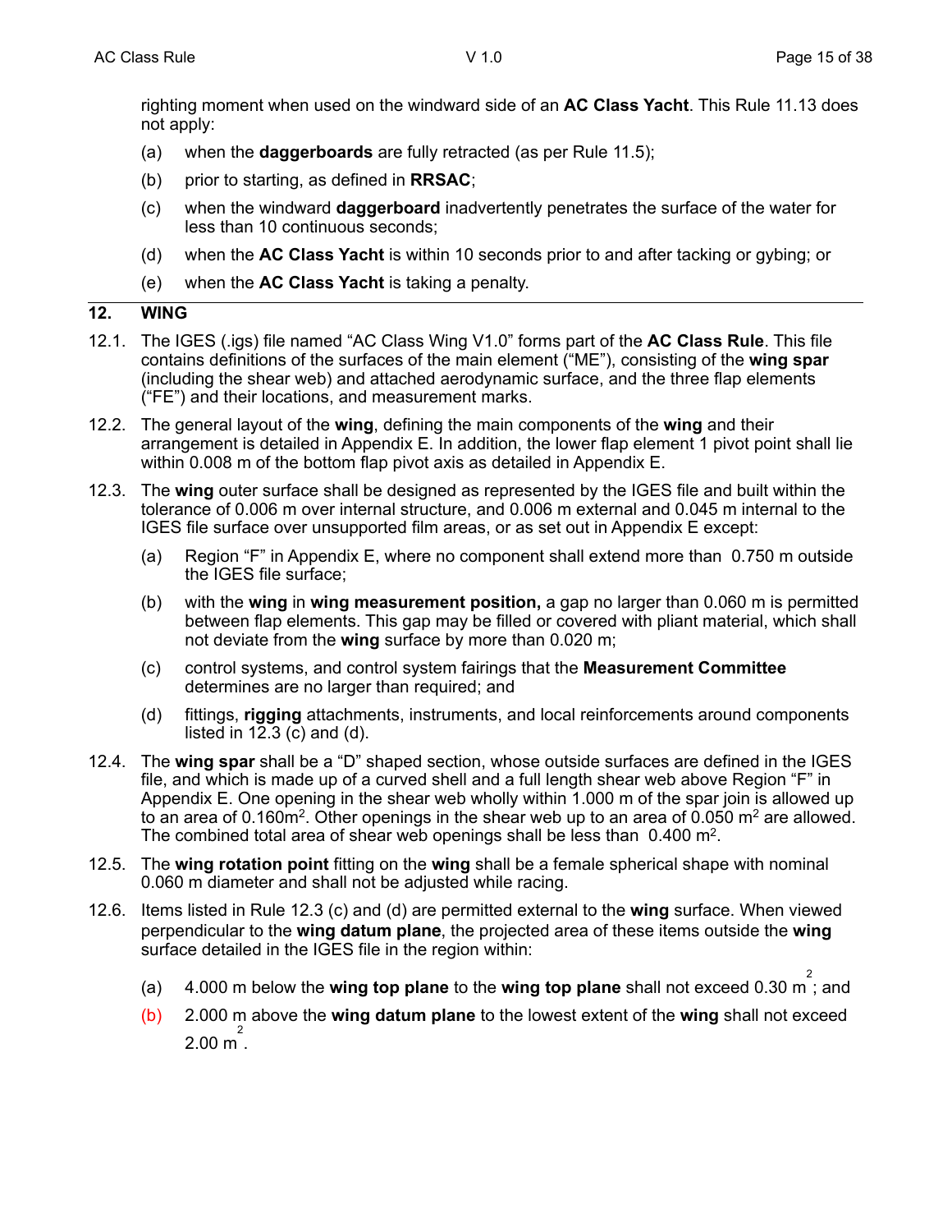righting moment when used on the windward side of an **AC Class Yacht**. This Rule 11.13 does not apply:

(a) when the **daggerboards** are fully retracted (as per Rule 11.5);

(b) prior to starting, as defined in **RRSAC**;

(c) when the windward **daggerboard** inadvertently penetrates the surface of the water for less than 10 continuous seconds;

(d) when the **AC Class Yacht** is within 10 seconds prior to and after tacking or gybing; or

(e) when the **AC Class Yacht** is taking a penalty.

## 12. WING

12.1. The IGES (.igs) file named "AC Class Wing V1.0" forms part of the **AC Class Rule**. This file contains definitions of the surfaces of the main element ("ME"), consisting of the **wing spar** (including the shear web) and attached aerodynamic surface, and the three flap elements ("FE") and their locations, and measurement marks.

12.2. The general layout of the **wing**, defining the main components of the **wing** and their arrangement is detailed in Appendix E. In addition, the lower flap element 1 pivot point shall lie within 0.008 m of the bottom flap pivot axis as detailed in Appendix E.

12.3. The **wing** outer surface shall be designed as represented by the IGES file and built within the tolerance of 0.006 m over internal structure, and 0.006 m external and 0.045 m internal to the IGES file surface over unsupported film areas, or as set out in Appendix E except:

(a) Region "F" in Appendix E, where no component shall extend more than 0.750 m outside the IGES file surface;

(b) with the **wing** in **wing measurement position,** a gap no larger than 0.060 m is permitted between flap elements. This gap may be filled or covered with pliant material, which shall not deviate from the **wing** surface by more than 0.020 m;

(c) control systems, and control system fairings that the **Measurement Committee** determines are no larger than required; and

(d) fittings, **rigging** attachments, instruments, and local reinforcements around components listed in 12.3 (c) and (d).

12.4. The **wing spar** shall be a "D" shaped section, whose outside surfaces are defined in the IGES file, and which is made up of a curved shell and a full length shear web above Region "F" in Appendix E. One opening in the shear web wholly within 1.000 m of the spar join is allowed up to an area of 0.160m$^2$. Other openings in the shear web up to an area of 0.050 m$^2$ are allowed. The combined total area of shear web openings shall be less than 0.400 m$^2$.

12.5. The **wing rotation point** fitting on the **wing** shall be a female spherical shape with nominal 0.060 m diameter and shall not be adjusted while racing.

12.6. Items listed in Rule 12.3 (c) and (d) are permitted external to the **wing** surface. When viewed perpendicular to the **wing datum plane**, the projected area of these items outside the **wing** surface detailed in the IGES file in the region within:

(a) 4.000 m below the **wing top plane** to the **wing top plane** shall not exceed 0.30 m$^2$; and

(b) 2.000 m above the **wing datum plane** to the lowest extent of the **wing** shall not exceed 2.00 m$^2$.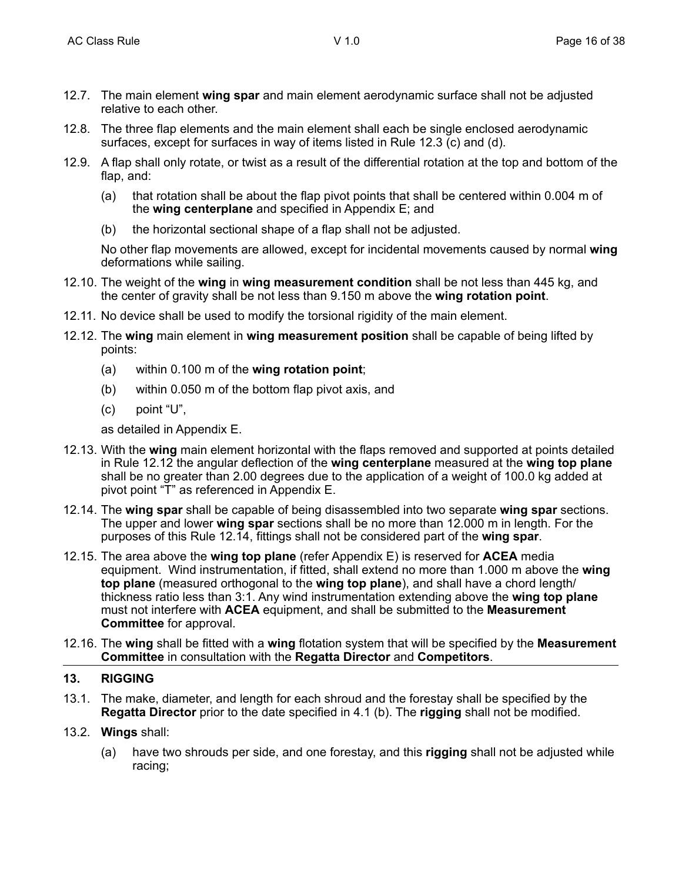12.7. The main element **wing spar** and main element aerodynamic surface shall not be adjusted relative to each other.

12.8. The three flap elements and the main element shall each be single enclosed aerodynamic surfaces, except for surfaces in way of items listed in Rule 12.3 (c) and (d).

12.9. A flap shall only rotate, or twist as a result of the differential rotation at the top and bottom of the flap, and:

(a) that rotation shall be about the flap pivot points that shall be centered within 0.004 m of the **wing centerplane** and specified in Appendix E; and

(b) the horizontal sectional shape of a flap shall not be adjusted.

No other flap movements are allowed, except for incidental movements caused by normal **wing** deformations while sailing.

12.10. The weight of the **wing** in **wing measurement condition** shall be not less than 445 kg, and the center of gravity shall be not less than 9.150 m above the **wing rotation point**.

12.11. No device shall be used to modify the torsional rigidity of the main element.

12.12. The **wing** main element in **wing measurement position** shall be capable of being lifted by points:

(a) within 0.100 m of the **wing rotation point**;

(b) within 0.050 m of the bottom flap pivot axis, and

(c) point "U",

as detailed in Appendix E.

12.13. With the **wing** main element horizontal with the flaps removed and supported at points detailed in Rule 12.12 the angular deflection of the **wing centerplane** measured at the **wing top plane** shall be no greater than 2.00 degrees due to the application of a weight of 100.0 kg added at pivot point "T" as referenced in Appendix E.

12.14. The **wing spar** shall be capable of being disassembled into two separate **wing spar** sections. The upper and lower **wing spar** sections shall be no more than 12.000 m in length. For the purposes of this Rule 12.14, fittings shall not be considered part of the **wing spar**.

12.15. The area above the **wing top plane** (refer Appendix E) is reserved for **ACEA** media equipment. Wind instrumentation, if fitted, shall extend no more than 1.000 m above the **wing top plane** (measured orthogonal to the **wing top plane**), and shall have a chord length/ thickness ratio less than 3:1. Any wind instrumentation extending above the **wing top plane** must not interfere with **ACEA** equipment, and shall be submitted to the **Measurement Committee** for approval.

12.16. The **wing** shall be fitted with a **wing** flotation system that will be specified by the **Measurement Committee** in consultation with the **Regatta Director** and **Competitors**.

## 13. RIGGING

13.1. The make, diameter, and length for each shroud and the forestay shall be specified by the **Regatta Director** prior to the date specified in 4.1 (b). The **rigging** shall not be modified.

13.2. **Wings** shall:

(a) have two shrouds per side, and one forestay, and this **rigging** shall not be adjusted while racing;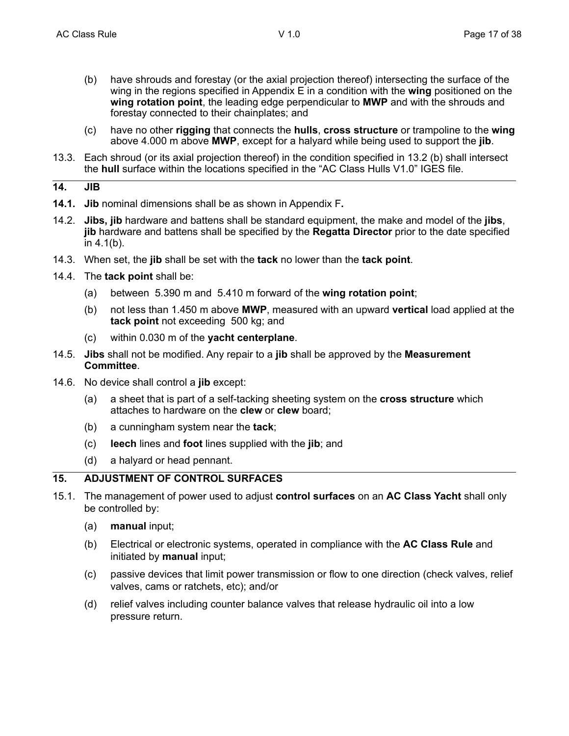(b) have shrouds and forestay (or the axial projection thereof) intersecting the surface of the wing in the regions specified in Appendix E in a condition with the **wing** positioned on the **wing rotation point**, the leading edge perpendicular to **MWP** and with the shrouds and forestay connected to their chainplates; and

(c) have no other **rigging** that connects the **hulls**, **cross structure** or trampoline to the **wing** above 4.000 m above **MWP**, except for a halyard while being used to support the **jib**.

13.3. Each shroud (or its axial projection thereof) in the condition specified in 13.2 (b) shall intersect the **hull** surface within the locations specified in the "AC Class Hulls V1.0" IGES file.

## 14. JIB

**14.1.** **Jib** nominal dimensions shall be as shown in Appendix F**.**

14.2. **Jibs, jib** hardware and battens shall be standard equipment, the make and model of the **jibs**, **jib** hardware and battens shall be specified by the **Regatta Director** prior to the date specified in 4.1(b).

14.3. When set, the **jib** shall be set with the **tack** no lower than the **tack point**.

14.4. The **tack point** shall be:

(a) between 5.390 m and 5.410 m forward of the **wing rotation point**;

(b) not less than 1.450 m above **MWP**, measured with an upward **vertical** load applied at the **tack point** not exceeding 500 kg; and

(c) within 0.030 m of the **yacht centerplane**.

14.5. **Jibs** shall not be modified. Any repair to a **jib** shall be approved by the **Measurement Committee**.

14.6. No device shall control a **jib** except:

(a) a sheet that is part of a self-tacking sheeting system on the **cross structure** which attaches to hardware on the **clew** or **clew** board;

(b) a cunningham system near the **tack**;

(c) **leech** lines and **foot** lines supplied with the **jib**; and

(d) a halyard or head pennant.

## 15. ADJUSTMENT OF CONTROL SURFACES

15.1. The management of power used to adjust **control surfaces** on an **AC Class Yacht** shall only be controlled by:

(a) **manual** input;

(b) Electrical or electronic systems, operated in compliance with the **AC Class Rule** and initiated by **manual** input;

(c) passive devices that limit power transmission or flow to one direction (check valves, relief valves, cams or ratchets, etc); and/or

(d) relief valves including counter balance valves that release hydraulic oil into a low pressure return.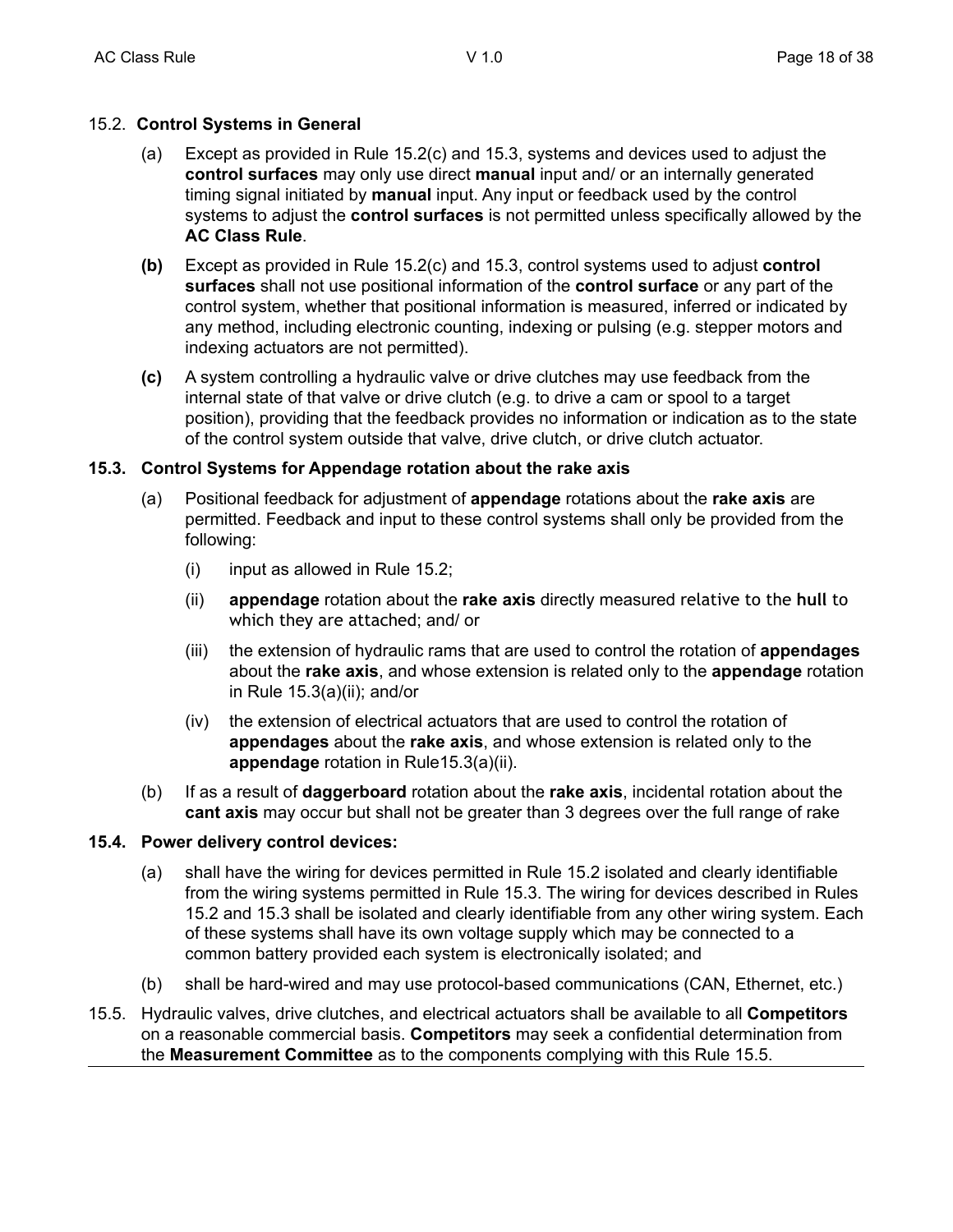15.2. **Control Systems in General**

(a) Except as provided in Rule 15.2(c) and 15.3, systems and devices used to adjust the **control surfaces** may only use direct **manual** input and/ or an internally generated timing signal initiated by **manual** input. Any input or feedback used by the control systems to adjust the **control surfaces** is not permitted unless specifically allowed by the **AC Class Rule**.

**(b)** Except as provided in Rule 15.2(c) and 15.3, control systems used to adjust **control surfaces** shall not use positional information of the **control surface** or any part of the control system, whether that positional information is measured, inferred or indicated by any method, including electronic counting, indexing or pulsing (e.g. stepper motors and indexing actuators are not permitted).

**(c)** A system controlling a hydraulic valve or drive clutches may use feedback from the internal state of that valve or drive clutch (e.g. to drive a cam or spool to a target position), providing that the feedback provides no information or indication as to the state of the control system outside that valve, drive clutch, or drive clutch actuator.

**15.3. Control Systems for Appendage rotation about the rake axis**

(a) Positional feedback for adjustment of **appendage** rotations about the **rake axis** are permitted. Feedback and input to these control systems shall only be provided from the following:

(i) input as allowed in Rule 15.2;

(ii) **appendage** rotation about the **rake axis** directly measured relative to the **hull** to which they are attached; and/ or

(iii) the extension of hydraulic rams that are used to control the rotation of **appendages** about the **rake axis**, and whose extension is related only to the **appendage** rotation in Rule 15.3(a)(ii); and/or

(iv) the extension of electrical actuators that are used to control the rotation of **appendages** about the **rake axis**, and whose extension is related only to the **appendage** rotation in Rule15.3(a)(ii).

(b) If as a result of **daggerboard** rotation about the **rake axis**, incidental rotation about the **cant axis** may occur but shall not be greater than 3 degrees over the full range of rake

**15.4. Power delivery control devices:**

(a) shall have the wiring for devices permitted in Rule 15.2 isolated and clearly identifiable from the wiring systems permitted in Rule 15.3. The wiring for devices described in Rules 15.2 and 15.3 shall be isolated and clearly identifiable from any other wiring system. Each of these systems shall have its own voltage supply which may be connected to a common battery provided each system is electronically isolated; and

(b) shall be hard-wired and may use protocol-based communications (CAN, Ethernet, etc.)

15.5. Hydraulic valves, drive clutches, and electrical actuators shall be available to all **Competitors** on a reasonable commercial basis. **Competitors** may seek a confidential determination from the **Measurement Committee** as to the components complying with this Rule 15.5.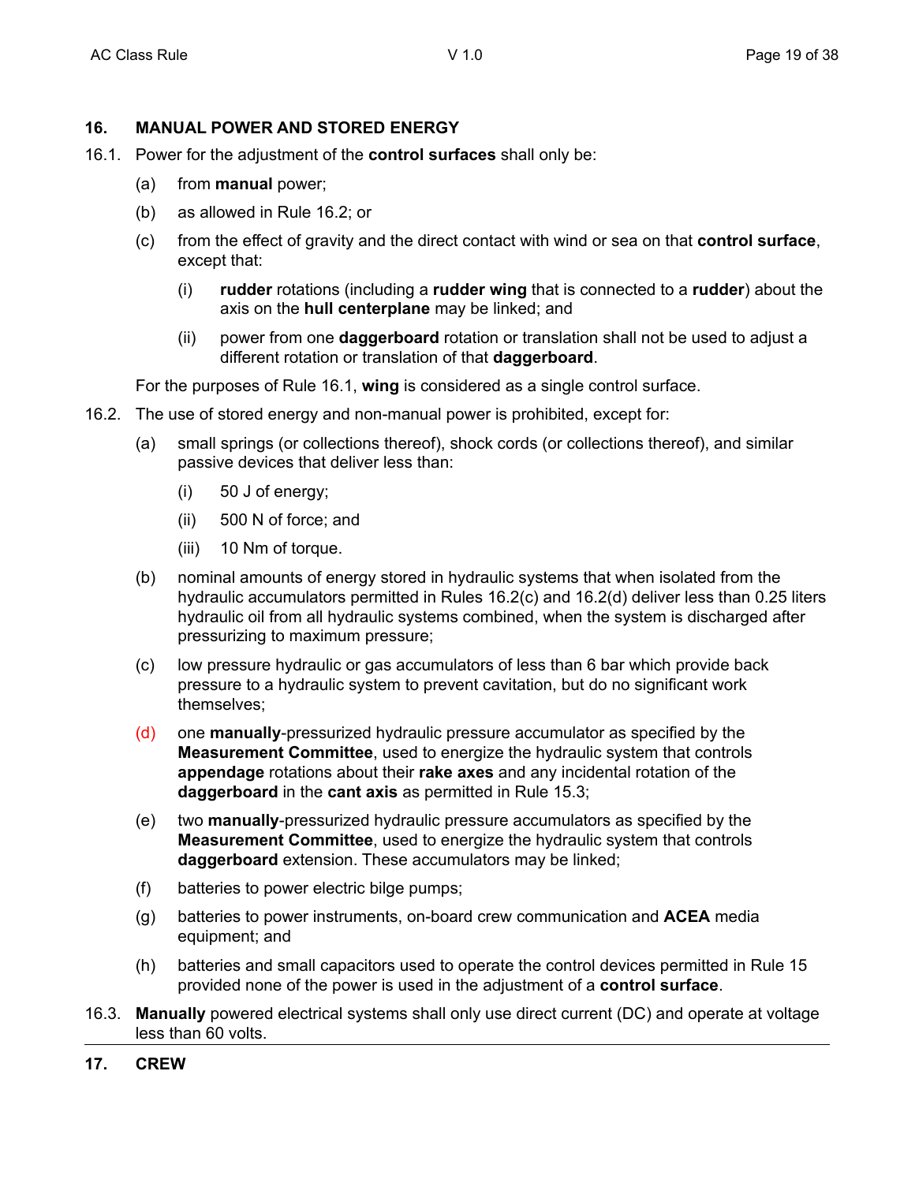## 16. MANUAL POWER AND STORED ENERGY

16.1. Power for the adjustment of the **control surfaces** shall only be:

- (a) from **manual** power;
- (b) as allowed in Rule 16.2; or
- (c) from the effect of gravity and the direct contact with wind or sea on that **control surface**, except that:
  - (i) **rudder** rotations (including a **rudder wing** that is connected to a **rudder**) about the axis on the **hull centerplane** may be linked; and
  - (ii) power from one **daggerboard** rotation or translation shall not be used to adjust a different rotation or translation of that **daggerboard**.

For the purposes of Rule 16.1, **wing** is considered as a single control surface.

16.2. The use of stored energy and non-manual power is prohibited, except for:

- (a) small springs (or collections thereof), shock cords (or collections thereof), and similar passive devices that deliver less than:
  - (i) 50 J of energy;
  - (ii) 500 N of force; and
  - (iii) 10 Nm of torque.
- (b) nominal amounts of energy stored in hydraulic systems that when isolated from the hydraulic accumulators permitted in Rules 16.2(c) and 16.2(d) deliver less than 0.25 liters hydraulic oil from all hydraulic systems combined, when the system is discharged after pressurizing to maximum pressure;
- (c) low pressure hydraulic or gas accumulators of less than 6 bar which provide back pressure to a hydraulic system to prevent cavitation, but do no significant work themselves;
- (d) one **manually**-pressurized hydraulic pressure accumulator as specified by the **Measurement Committee**, used to energize the hydraulic system that controls **appendage** rotations about their **rake axes** and any incidental rotation of the **daggerboard** in the **cant axis** as permitted in Rule 15.3;
- (e) two **manually**-pressurized hydraulic pressure accumulators as specified by the **Measurement Committee**, used to energize the hydraulic system that controls **daggerboard** extension. These accumulators may be linked;
- (f) batteries to power electric bilge pumps;
- (g) batteries to power instruments, on-board crew communication and **ACEA** media equipment; and
- (h) batteries and small capacitors used to operate the control devices permitted in Rule 15 provided none of the power is used in the adjustment of a **control surface**.

16.3. **Manually** powered electrical systems shall only use direct current (DC) and operate at voltage less than 60 volts.

## 17. CREW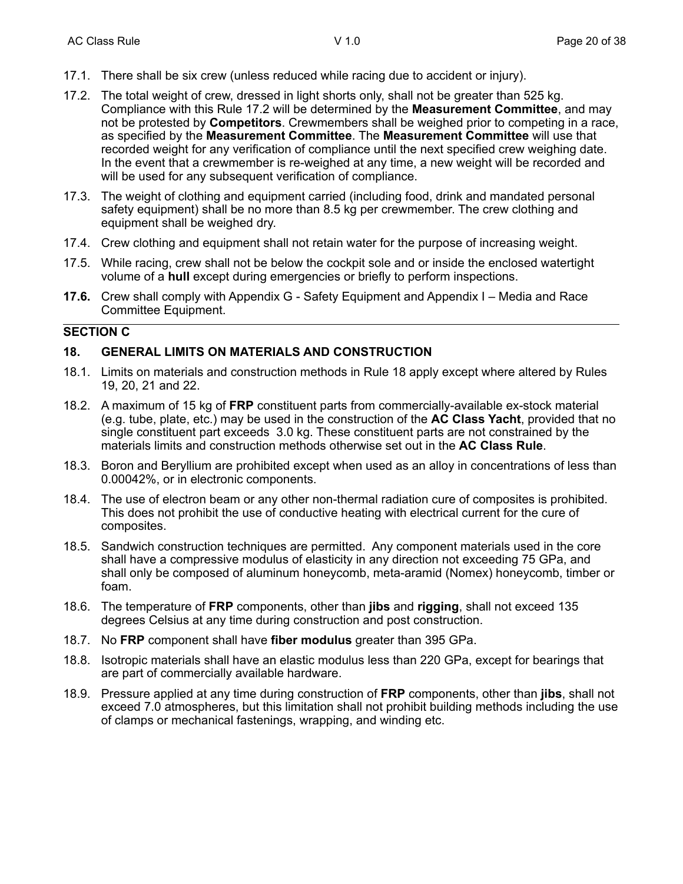17.1. There shall be six crew (unless reduced while racing due to accident or injury).

17.2. The total weight of crew, dressed in light shorts only, shall not be greater than 525 kg. Compliance with this Rule 17.2 will be determined by the **Measurement Committee**, and may not be protested by **Competitors**. Crewmembers shall be weighed prior to competing in a race, as specified by the **Measurement Committee**. The **Measurement Committee** will use that recorded weight for any verification of compliance until the next specified crew weighing date. In the event that a crewmember is re-weighed at any time, a new weight will be recorded and will be used for any subsequent verification of compliance.

17.3. The weight of clothing and equipment carried (including food, drink and mandated personal safety equipment) shall be no more than 8.5 kg per crewmember. The crew clothing and equipment shall be weighed dry.

17.4. Crew clothing and equipment shall not retain water for the purpose of increasing weight.

17.5. While racing, crew shall not be below the cockpit sole and or inside the enclosed watertight volume of a **hull** except during emergencies or briefly to perform inspections.

**17.6.** Crew shall comply with Appendix G - Safety Equipment and Appendix I – Media and Race Committee Equipment.

## SECTION C

### 18. GENERAL LIMITS ON MATERIALS AND CONSTRUCTION

18.1. Limits on materials and construction methods in Rule 18 apply except where altered by Rules 19, 20, 21 and 22.

18.2. A maximum of 15 kg of **FRP** constituent parts from commercially-available ex-stock material (e.g. tube, plate, etc.) may be used in the construction of the **AC Class Yacht**, provided that no single constituent part exceeds 3.0 kg. These constituent parts are not constrained by the materials limits and construction methods otherwise set out in the **AC Class Rule**.

18.3. Boron and Beryllium are prohibited except when used as an alloy in concentrations of less than 0.00042%, or in electronic components.

18.4. The use of electron beam or any other non-thermal radiation cure of composites is prohibited. This does not prohibit the use of conductive heating with electrical current for the cure of composites.

18.5. Sandwich construction techniques are permitted. Any component materials used in the core shall have a compressive modulus of elasticity in any direction not exceeding 75 GPa, and shall only be composed of aluminum honeycomb, meta-aramid (Nomex) honeycomb, timber or foam.

18.6. The temperature of **FRP** components, other than **jibs** and **rigging**, shall not exceed 135 degrees Celsius at any time during construction and post construction.

18.7. No **FRP** component shall have **fiber modulus** greater than 395 GPa.

18.8. Isotropic materials shall have an elastic modulus less than 220 GPa, except for bearings that are part of commercially available hardware.

18.9. Pressure applied at any time during construction of **FRP** components, other than **jibs**, shall not exceed 7.0 atmospheres, but this limitation shall not prohibit building methods including the use of clamps or mechanical fastenings, wrapping, and winding etc.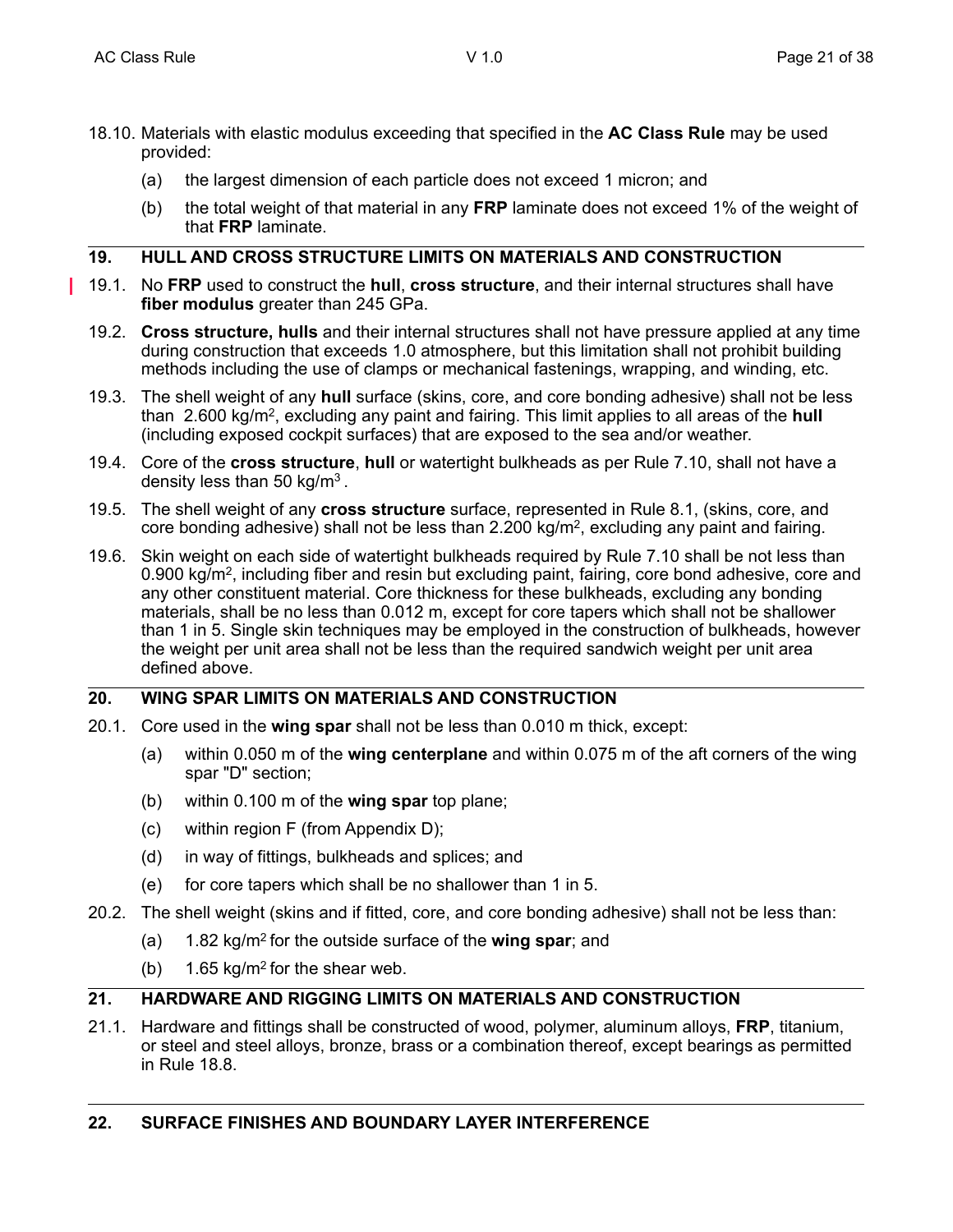18.10. Materials with elastic modulus exceeding that specified in the **AC Class Rule** may be used provided:

(a) the largest dimension of each particle does not exceed 1 micron; and

(b) the total weight of that material in any **FRP** laminate does not exceed 1% of the weight of that **FRP** laminate.

## 19. HULL AND CROSS STRUCTURE LIMITS ON MATERIALS AND CONSTRUCTION

19.1. No **FRP** used to construct the **hull**, **cross structure**, and their internal structures shall have **fiber modulus** greater than 245 GPa.

19.2. **Cross structure, hulls** and their internal structures shall not have pressure applied at any time during construction that exceeds 1.0 atmosphere, but this limitation shall not prohibit building methods including the use of clamps or mechanical fastenings, wrapping, and winding, etc.

19.3. The shell weight of any **hull** surface (skins, core, and core bonding adhesive) shall not be less than 2.600 kg/m$^2$, excluding any paint and fairing. This limit applies to all areas of the **hull** (including exposed cockpit surfaces) that are exposed to the sea and/or weather.

19.4. Core of the **cross structure**, **hull** or watertight bulkheads as per Rule 7.10, shall not have a density less than 50 kg/m$^3$.

19.5. The shell weight of any **cross structure** surface, represented in Rule 8.1, (skins, core, and core bonding adhesive) shall not be less than 2.200 kg/m$^2$, excluding any paint and fairing.

19.6. Skin weight on each side of watertight bulkheads required by Rule 7.10 shall be not less than 0.900 kg/m$^2$, including fiber and resin but excluding paint, fairing, core bond adhesive, core and any other constituent material. Core thickness for these bulkheads, excluding any bonding materials, shall be no less than 0.012 m, except for core tapers which shall not be shallower than 1 in 5. Single skin techniques may be employed in the construction of bulkheads, however the weight per unit area shall not be less than the required sandwich weight per unit area defined above.

## 20. WING SPAR LIMITS ON MATERIALS AND CONSTRUCTION

20.1. Core used in the **wing spar** shall not be less than 0.010 m thick, except:

(a) within 0.050 m of the **wing centerplane** and within 0.075 m of the aft corners of the wing spar "D" section;

(b) within 0.100 m of the **wing spar** top plane;

(c) within region F (from Appendix D);

(d) in way of fittings, bulkheads and splices; and

(e) for core tapers which shall be no shallower than 1 in 5.

20.2. The shell weight (skins and if fitted, core, and core bonding adhesive) shall not be less than:

(a) 1.82 kg/m$^2$ for the outside surface of the **wing spar**; and

(b) 1.65 kg/m$^2$ for the shear web.

## 21. HARDWARE AND RIGGING LIMITS ON MATERIALS AND CONSTRUCTION

21.1. Hardware and fittings shall be constructed of wood, polymer, aluminum alloys, **FRP**, titanium, or steel and steel alloys, bronze, brass or a combination thereof, except bearings as permitted in Rule 18.8.

## 22. SURFACE FINISHES AND BOUNDARY LAYER INTERFERENCE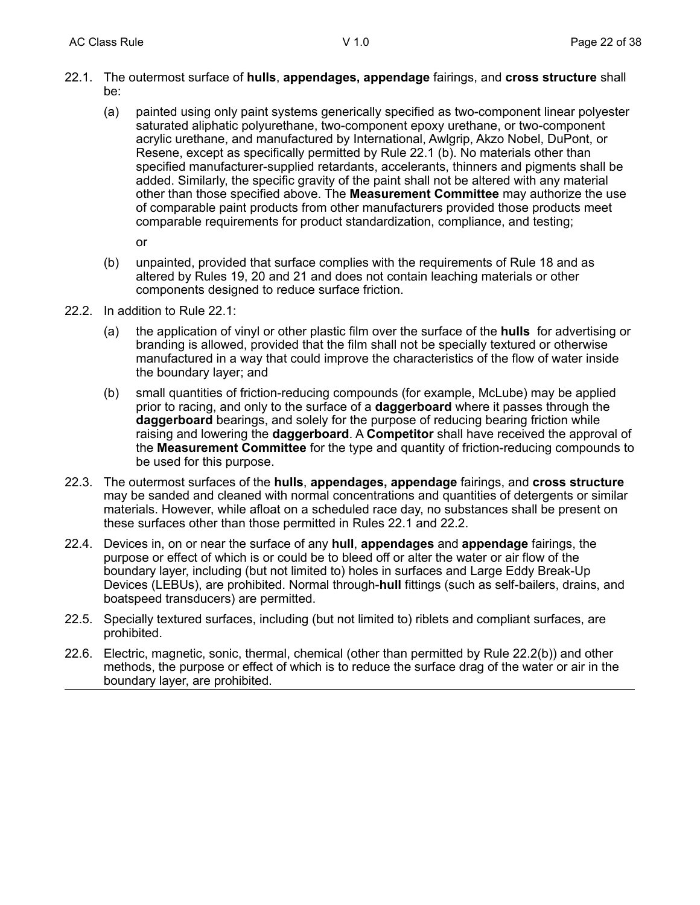22.1. The outermost surface of **hulls**, **appendages, appendage** fairings, and **cross structure** shall be:

(a) painted using only paint systems generically specified as two-component linear polyester saturated aliphatic polyurethane, two-component epoxy urethane, or two-component acrylic urethane, and manufactured by International, Awlgrip, Akzo Nobel, DuPont, or Resene, except as specifically permitted by Rule 22.1 (b). No materials other than specified manufacturer-supplied retardants, accelerants, thinners and pigments shall be added. Similarly, the specific gravity of the paint shall not be altered with any material other than those specified above. The **Measurement Committee** may authorize the use of comparable paint products from other manufacturers provided those products meet comparable requirements for product standardization, compliance, and testing;

or

(b) unpainted, provided that surface complies with the requirements of Rule 18 and as altered by Rules 19, 20 and 21 and does not contain leaching materials or other components designed to reduce surface friction.

22.2. In addition to Rule 22.1:

(a) the application of vinyl or other plastic film over the surface of the **hulls** for advertising or branding is allowed, provided that the film shall not be specially textured or otherwise manufactured in a way that could improve the characteristics of the flow of water inside the boundary layer; and

(b) small quantities of friction-reducing compounds (for example, McLube) may be applied prior to racing, and only to the surface of a **daggerboard** where it passes through the **daggerboard** bearings, and solely for the purpose of reducing bearing friction while raising and lowering the **daggerboard**. A **Competitor** shall have received the approval of the **Measurement Committee** for the type and quantity of friction-reducing compounds to be used for this purpose.

22.3. The outermost surfaces of the **hulls**, **appendages, appendage** fairings, and **cross structure** may be sanded and cleaned with normal concentrations and quantities of detergents or similar materials. However, while afloat on a scheduled race day, no substances shall be present on these surfaces other than those permitted in Rules 22.1 and 22.2.

22.4. Devices in, on or near the surface of any **hull**, **appendages** and **appendage** fairings, the purpose or effect of which is or could be to bleed off or alter the water or air flow of the boundary layer, including (but not limited to) holes in surfaces and Large Eddy Break-Up Devices (LEBUs), are prohibited. Normal through-**hull** fittings (such as self-bailers, drains, and boatspeed transducers) are permitted.

22.5. Specially textured surfaces, including (but not limited to) riblets and compliant surfaces, are prohibited.

22.6. Electric, magnetic, sonic, thermal, chemical (other than permitted by Rule 22.2(b)) and other methods, the purpose or effect of which is to reduce the surface drag of the water or air in the boundary layer, are prohibited.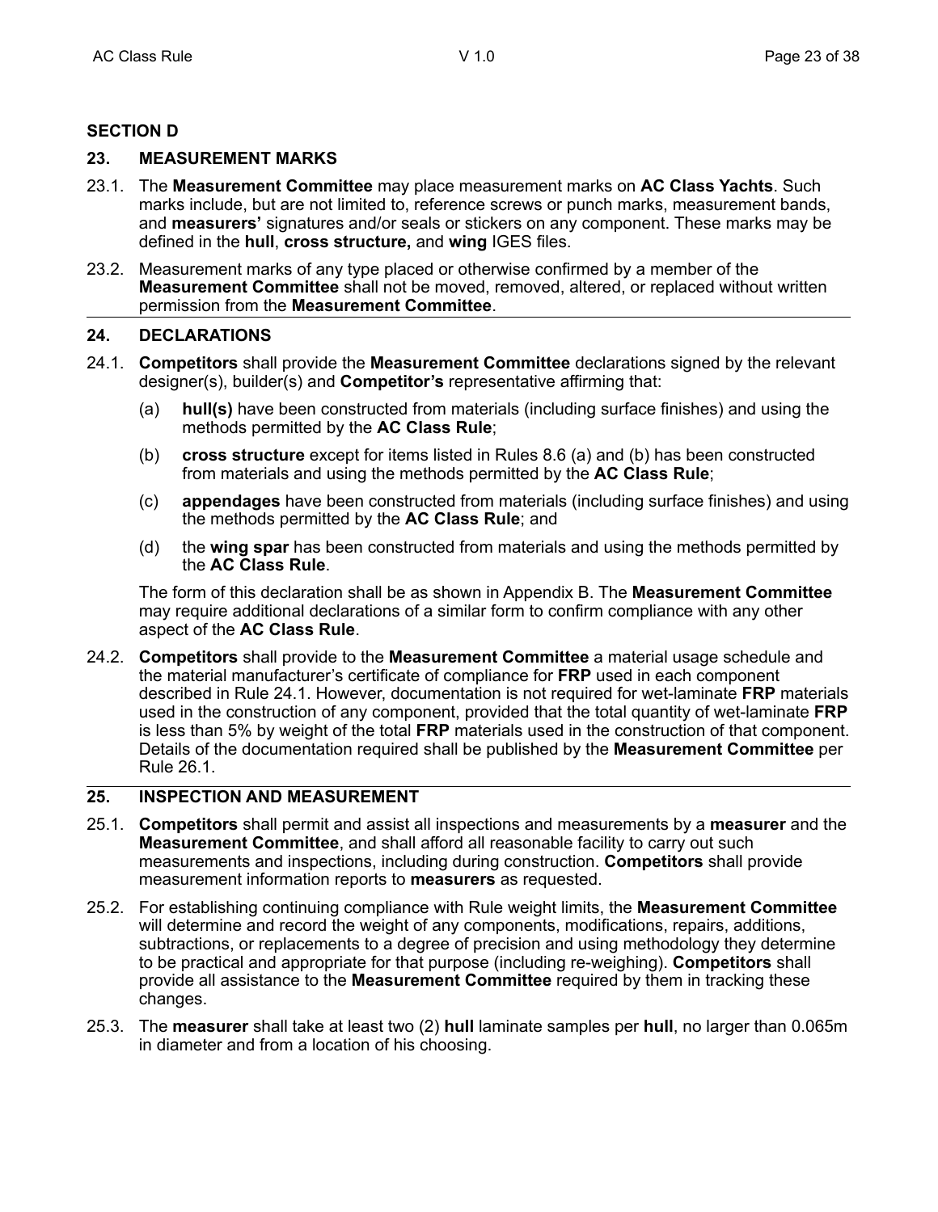## SECTION D

### 23. MEASUREMENT MARKS

23.1. The **Measurement Committee** may place measurement marks on **AC Class Yachts**. Such marks include, but are not limited to, reference screws or punch marks, measurement bands, and **measurers'** signatures and/or seals or stickers on any component. These marks may be defined in the **hull**, **cross structure,** and **wing** IGES files.

23.2. Measurement marks of any type placed or otherwise confirmed by a member of the **Measurement Committee** shall not be moved, removed, altered, or replaced without written permission from the **Measurement Committee**.

### 24. DECLARATIONS

24.1. **Competitors** shall provide the **Measurement Committee** declarations signed by the relevant designer(s), builder(s) and **Competitor's** representative affirming that:

(a) **hull(s)** have been constructed from materials (including surface finishes) and using the methods permitted by the **AC Class Rule**;

(b) **cross structure** except for items listed in Rules 8.6 (a) and (b) has been constructed from materials and using the methods permitted by the **AC Class Rule**;

(c) **appendages** have been constructed from materials (including surface finishes) and using the methods permitted by the **AC Class Rule**; and

(d) the **wing spar** has been constructed from materials and using the methods permitted by the **AC Class Rule**.

The form of this declaration shall be as shown in Appendix B. The **Measurement Committee** may require additional declarations of a similar form to confirm compliance with any other aspect of the **AC Class Rule**.

24.2. **Competitors** shall provide to the **Measurement Committee** a material usage schedule and the material manufacturer's certificate of compliance for **FRP** used in each component described in Rule 24.1. However, documentation is not required for wet-laminate **FRP** materials used in the construction of any component, provided that the total quantity of wet-laminate **FRP** is less than 5% by weight of the total **FRP** materials used in the construction of that component. Details of the documentation required shall be published by the **Measurement Committee** per Rule 26.1.

### 25. INSPECTION AND MEASUREMENT

25.1. **Competitors** shall permit and assist all inspections and measurements by a **measurer** and the **Measurement Committee**, and shall afford all reasonable facility to carry out such measurements and inspections, including during construction. **Competitors** shall provide measurement information reports to **measurers** as requested.

25.2. For establishing continuing compliance with Rule weight limits, the **Measurement Committee** will determine and record the weight of any components, modifications, repairs, additions, subtractions, or replacements to a degree of precision and using methodology they determine to be practical and appropriate for that purpose (including re-weighing). **Competitors** shall provide all assistance to the **Measurement Committee** required by them in tracking these changes.

25.3. The **measurer** shall take at least two (2) **hull** laminate samples per **hull**, no larger than 0.065m in diameter and from a location of his choosing.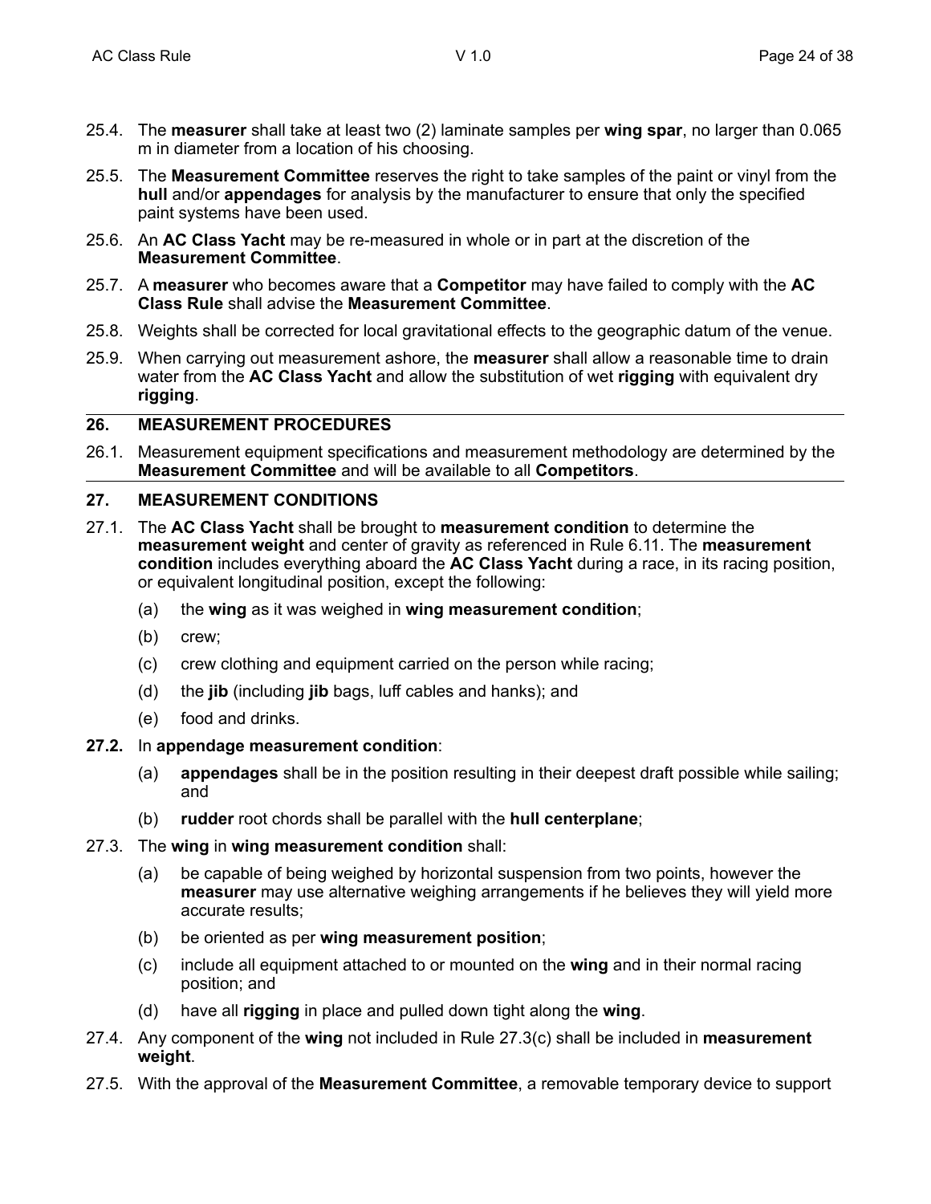25.4. The **measurer** shall take at least two (2) laminate samples per **wing spar**, no larger than 0.065 m in diameter from a location of his choosing.

25.5. The **Measurement Committee** reserves the right to take samples of the paint or vinyl from the **hull** and/or **appendages** for analysis by the manufacturer to ensure that only the specified paint systems have been used.

25.6. An **AC Class Yacht** may be re-measured in whole or in part at the discretion of the **Measurement Committee**.

25.7. A **measurer** who becomes aware that a **Competitor** may have failed to comply with the **AC Class Rule** shall advise the **Measurement Committee**.

25.8. Weights shall be corrected for local gravitational effects to the geographic datum of the venue.

25.9. When carrying out measurement ashore, the **measurer** shall allow a reasonable time to drain water from the **AC Class Yacht** and allow the substitution of wet **rigging** with equivalent dry **rigging**.

## 26. MEASUREMENT PROCEDURES

26.1. Measurement equipment specifications and measurement methodology are determined by the **Measurement Committee** and will be available to all **Competitors**.

## 27. MEASUREMENT CONDITIONS

27.1. The **AC Class Yacht** shall be brought to **measurement condition** to determine the **measurement weight** and center of gravity as referenced in Rule 6.11. The **measurement condition** includes everything aboard the **AC Class Yacht** during a race, in its racing position, or equivalent longitudinal position, except the following:

(a) the **wing** as it was weighed in **wing measurement condition**;

(b) crew;

(c) crew clothing and equipment carried on the person while racing;

(d) the **jib** (including **jib** bags, luff cables and hanks); and

(e) food and drinks.

**27.2.** In **appendage measurement condition**:

(a) **appendages** shall be in the position resulting in their deepest draft possible while sailing; and

(b) **rudder** root chords shall be parallel with the **hull centerplane**;

27.3. The **wing** in **wing measurement condition** shall:

(a) be capable of being weighed by horizontal suspension from two points, however the **measurer** may use alternative weighing arrangements if he believes they will yield more accurate results;

(b) be oriented as per **wing measurement position**;

(c) include all equipment attached to or mounted on the **wing** and in their normal racing position; and

(d) have all **rigging** in place and pulled down tight along the **wing**.

27.4. Any component of the **wing** not included in Rule 27.3(c) shall be included in **measurement weight**.

27.5. With the approval of the **Measurement Committee**, a removable temporary device to support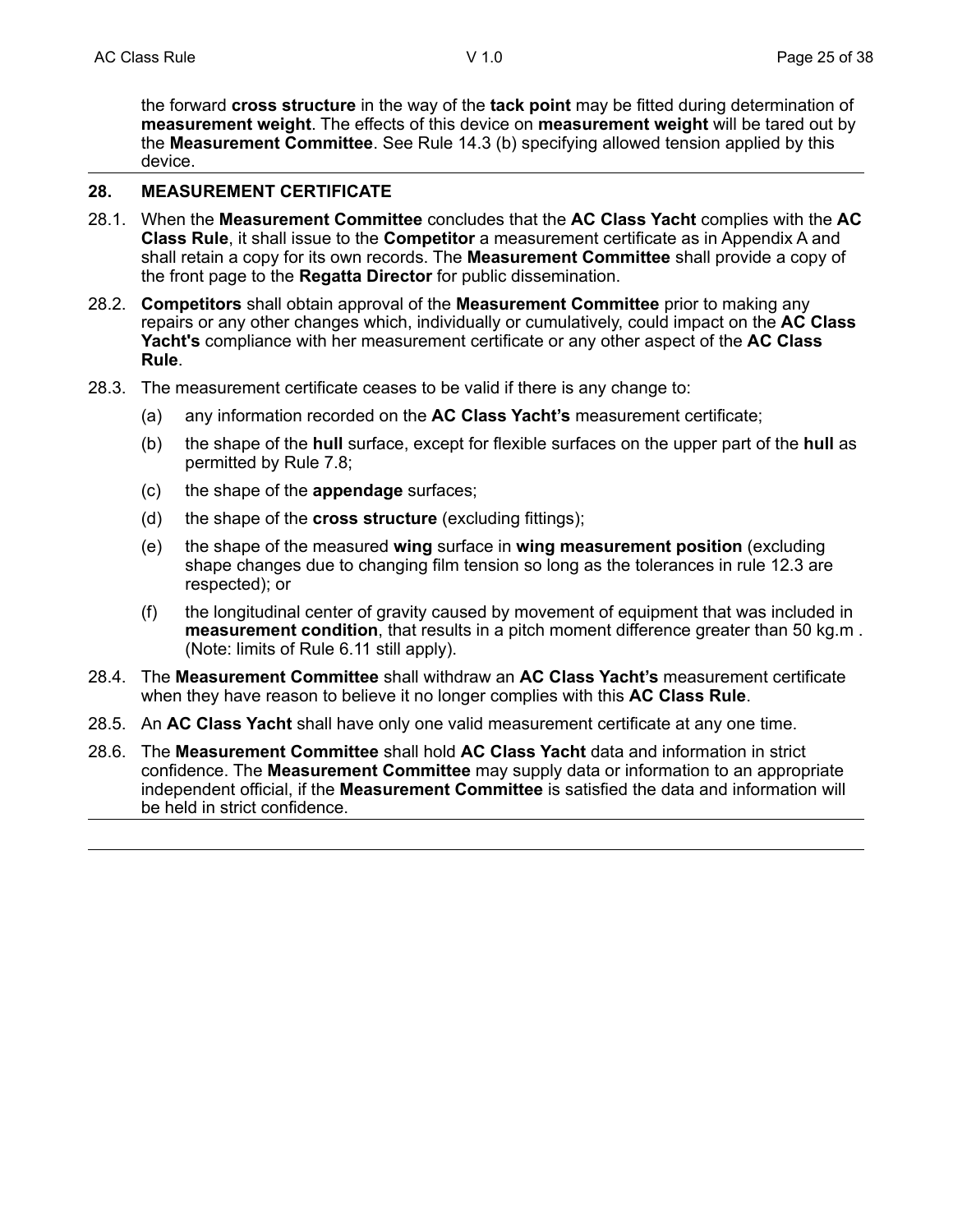the forward **cross structure** in the way of the **tack point** may be fitted during determination of **measurement weight**. The effects of this device on **measurement weight** will be tared out by the **Measurement Committee**. See Rule 14.3 (b) specifying allowed tension applied by this device.

## 28. MEASUREMENT CERTIFICATE

28.1. When the **Measurement Committee** concludes that the **AC Class Yacht** complies with the **AC Class Rule**, it shall issue to the **Competitor** a measurement certificate as in Appendix A and shall retain a copy for its own records. The **Measurement Committee** shall provide a copy of the front page to the **Regatta Director** for public dissemination.

28.2. **Competitors** shall obtain approval of the **Measurement Committee** prior to making any repairs or any other changes which, individually or cumulatively, could impact on the **AC Class Yacht's** compliance with her measurement certificate or any other aspect of the **AC Class Rule**.

28.3. The measurement certificate ceases to be valid if there is any change to:

- (a) any information recorded on the **AC Class Yacht's** measurement certificate;
- (b) the shape of the **hull** surface, except for flexible surfaces on the upper part of the **hull** as permitted by Rule 7.8;
- (c) the shape of the **appendage** surfaces;
- (d) the shape of the **cross structure** (excluding fittings);
- (e) the shape of the measured **wing** surface in **wing measurement position** (excluding shape changes due to changing film tension so long as the tolerances in rule 12.3 are respected); or
- (f) the longitudinal center of gravity caused by movement of equipment that was included in **measurement condition**, that results in a pitch moment difference greater than 50 kg.m . (Note: limits of Rule 6.11 still apply).

28.4. The **Measurement Committee** shall withdraw an **AC Class Yacht's** measurement certificate when they have reason to believe it no longer complies with this **AC Class Rule**.

28.5. An **AC Class Yacht** shall have only one valid measurement certificate at any one time.

28.6. The **Measurement Committee** shall hold **AC Class Yacht** data and information in strict confidence. The **Measurement Committee** may supply data or information to an appropriate independent official, if the **Measurement Committee** is satisfied the data and information will be held in strict confidence.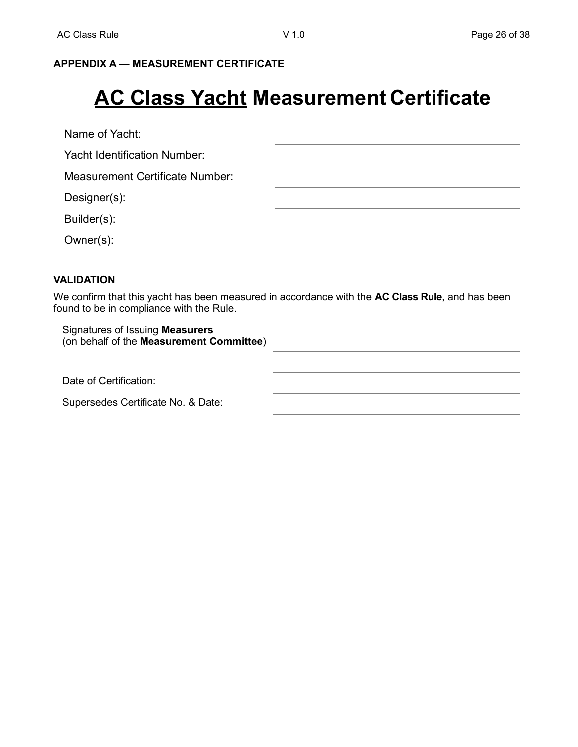**APPENDIX A — MEASUREMENT CERTIFICATE**

# AC Class Yacht Measurement Certificate

Name of Yacht: \_\_\_\_\_\_\_\_\_\_\_\_\_\_\_\_\_\_\_\_\_\_\_\_\_\_\_\_

Yacht Identification Number: \_\_\_\_\_\_\_\_\_\_\_\_\_\_\_\_\_\_\_\_\_\_\_\_\_\_\_\_

Measurement Certificate Number: \_\_\_\_\_\_\_\_\_\_\_\_\_\_\_\_\_\_\_\_\_\_\_\_\_\_\_\_

Designer(s): \_\_\_\_\_\_\_\_\_\_\_\_\_\_\_\_\_\_\_\_\_\_\_\_\_\_\_\_

Builder(s): \_\_\_\_\_\_\_\_\_\_\_\_\_\_\_\_\_\_\_\_\_\_\_\_\_\_\_\_

Owner(s): \_\_\_\_\_\_\_\_\_\_\_\_\_\_\_\_\_\_\_\_\_\_\_\_\_\_\_\_

**VALIDATION**

We confirm that this yacht has been measured in accordance with the **AC Class Rule**, and has been found to be in compliance with the Rule.

Signatures of Issuing **Measurers**
(on behalf of the **Measurement Committee**) \_\_\_\_\_\_\_\_\_\_\_\_\_\_\_\_\_\_\_\_\_\_\_\_\_\_\_\_

\_\_\_\_\_\_\_\_\_\_\_\_\_\_\_\_\_\_\_\_\_\_\_\_\_\_\_\_

Date of Certification: \_\_\_\_\_\_\_\_\_\_\_\_\_\_\_\_\_\_\_\_\_\_\_\_\_\_\_\_

Supersedes Certificate No. & Date: \_\_\_\_\_\_\_\_\_\_\_\_\_\_\_\_\_\_\_\_\_\_\_\_\_\_\_\_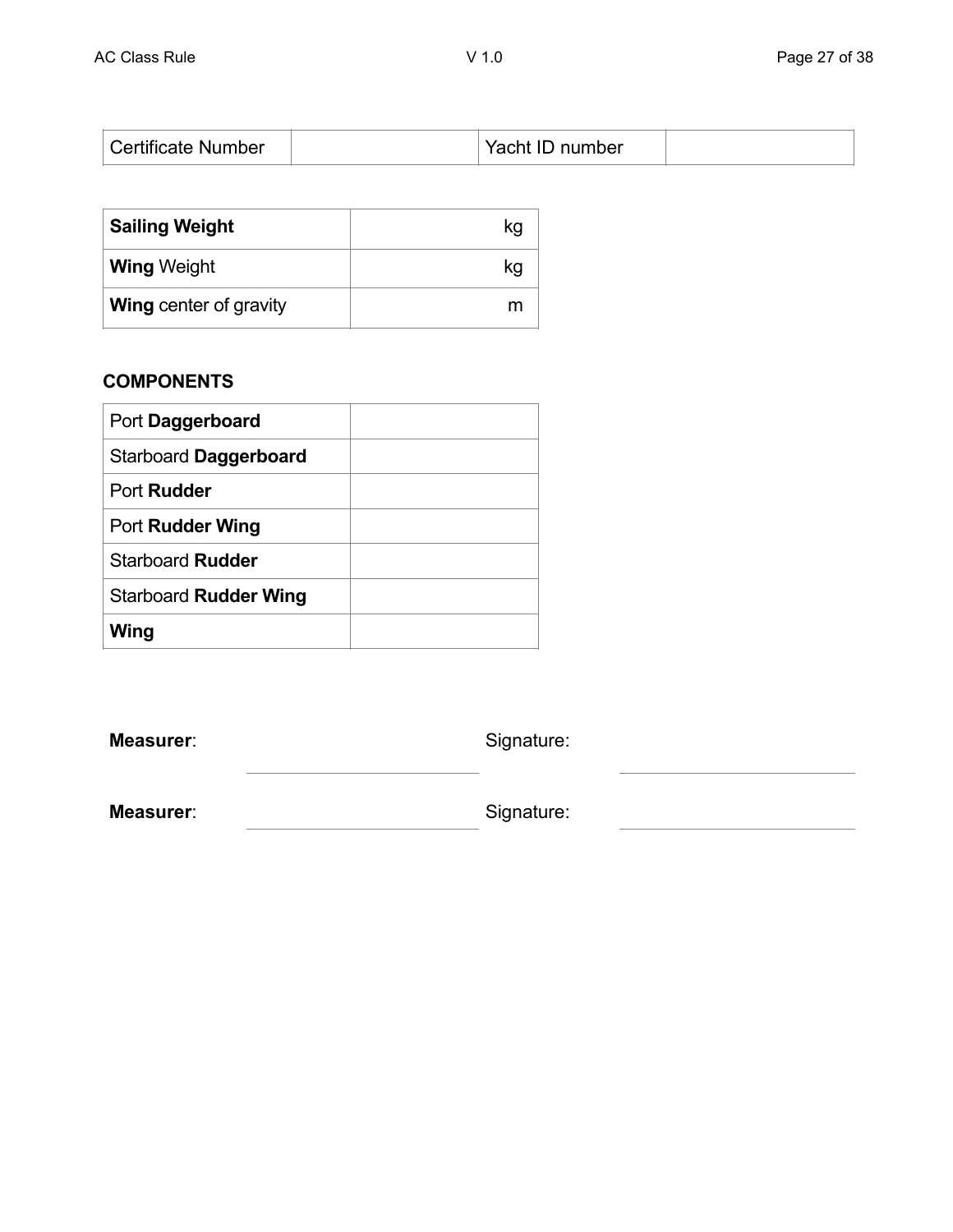| Certificate Number | | Yacht ID number | |
|---|---|---|---|

| **Sailing Weight** | kg |
|---|---|
| **Wing** Weight | kg |
| **Wing** center of gravity | m |

**COMPONENTS**

| Port **Daggerboard** | |
|---|---|
| Starboard **Daggerboard** | |
| Port **Rudder** | |
| Port **Rudder Wing** | |
| Starboard **Rudder** | |
| Starboard **Rudder Wing** | |
| **Wing** | |

**Measurer**: \_\_\_\_\_\_\_\_\_\_\_\_\_\_\_\_\_\_\_\_ Signature: \_\_\_\_\_\_\_\_\_\_\_\_\_\_\_\_\_\_\_\_

**Measurer**: \_\_\_\_\_\_\_\_\_\_\_\_\_\_\_\_\_\_\_\_ Signature: \_\_\_\_\_\_\_\_\_\_\_\_\_\_\_\_\_\_\_\_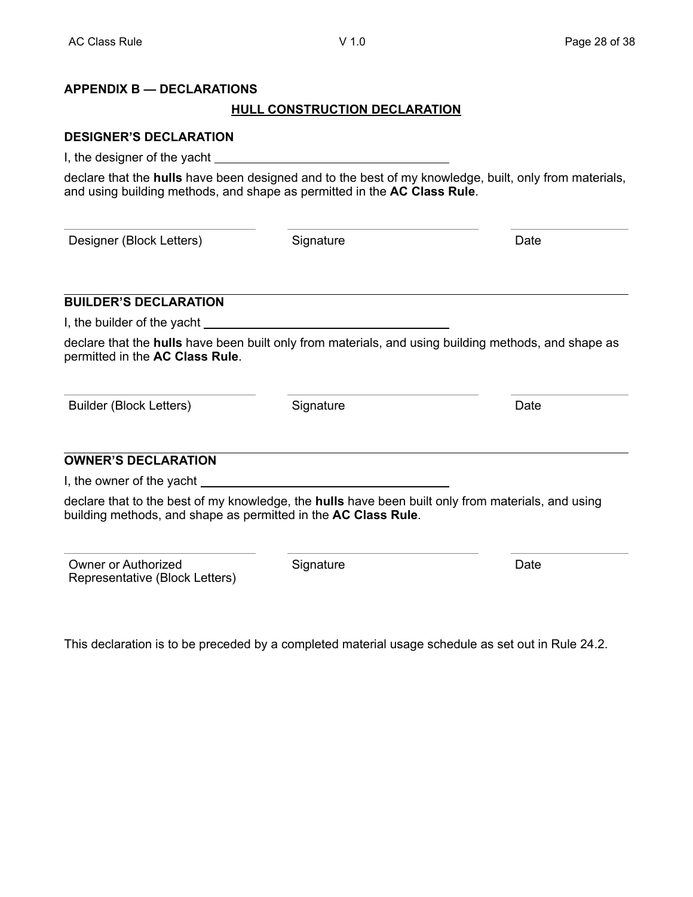## APPENDIX B — DECLARATIONS

### HULL CONSTRUCTION DECLARATION

**DESIGNER'S DECLARATION**

I, the designer of the yacht ______________________________

declare that the **hulls** have been designed and to the best of my knowledge, built, only from materials, and using building methods, and shape as permitted in the **AC Class Rule**.

| Designer (Block Letters) | Signature | Date |
|---|---|---|

**BUILDER'S DECLARATION**

I, the builder of the yacht ______________________________

declare that the **hulls** have been built only from materials, and using building methods, and shape as permitted in the **AC Class Rule**.

| Builder (Block Letters) | Signature | Date |
|---|---|---|

**OWNER'S DECLARATION**

I, the owner of the yacht ______________________________

declare that to the best of my knowledge, the **hulls** have been built only from materials, and using building methods, and shape as permitted in the **AC Class Rule**.

| Owner or Authorized Representative (Block Letters) | Signature | Date |
|---|---|---|

This declaration is to be preceded by a completed material usage schedule as set out in Rule 24.2.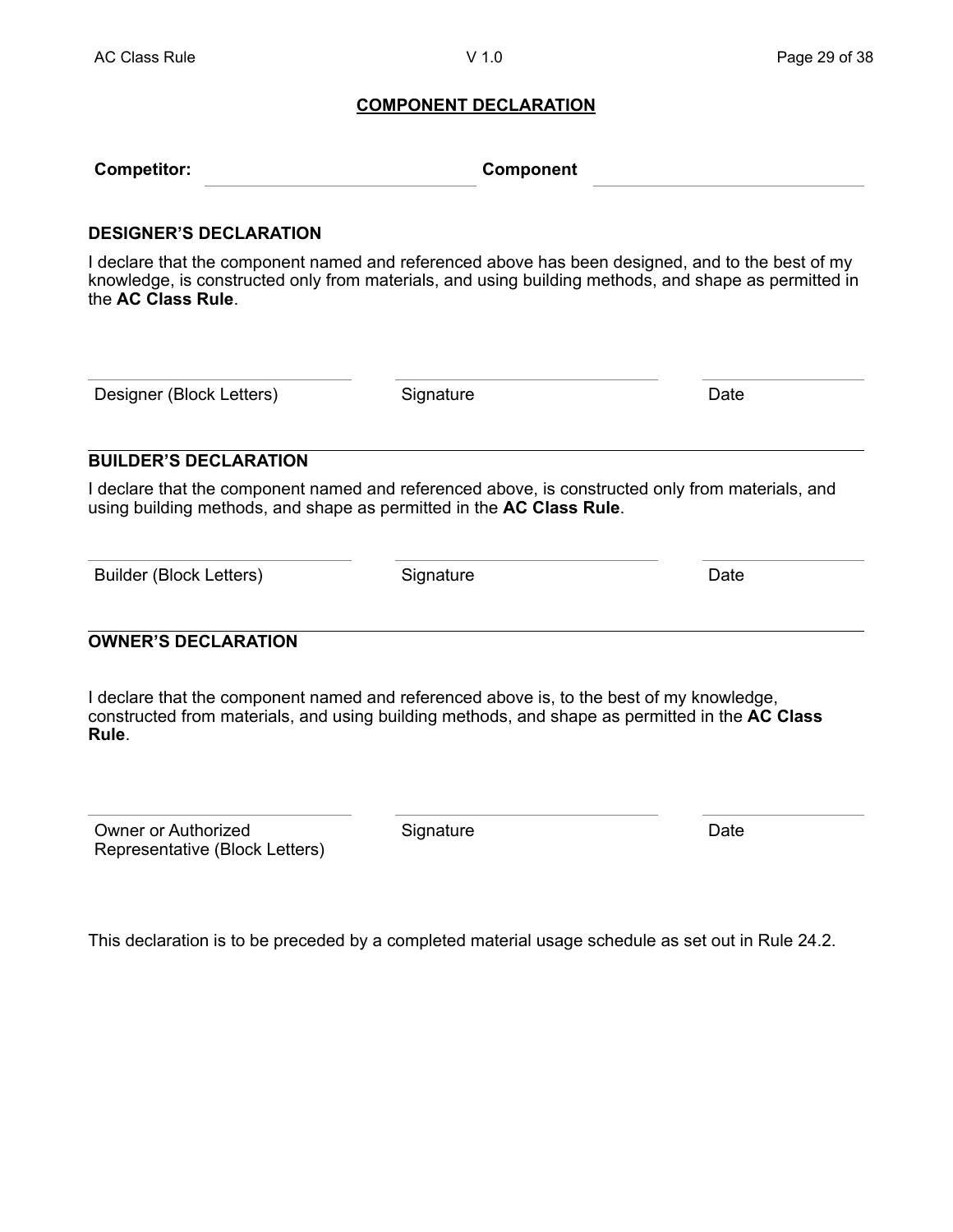## COMPONENT DECLARATION

**Competitor:** \_\_\_\_\_\_\_\_\_\_\_\_\_\_\_\_\_\_\_\_ **Component** \_\_\_\_\_\_\_\_\_\_\_\_\_\_\_\_\_\_\_\_

### DESIGNER'S DECLARATION

I declare that the component named and referenced above has been designed, and to the best of my knowledge, is constructed only from materials, and using building methods, and shape as permitted in the **AC Class Rule**.

| Designer (Block Letters) | Signature | Date |
|---|---|---|
| | | |

### BUILDER'S DECLARATION

I declare that the component named and referenced above, is constructed only from materials, and using building methods, and shape as permitted in the **AC Class Rule**.

| Builder (Block Letters) | Signature | Date |
|---|---|---|
| | | |

### OWNER'S DECLARATION

I declare that the component named and referenced above is, to the best of my knowledge, constructed from materials, and using building methods, and shape as permitted in the **AC Class Rule**.

| Owner or Authorized Representative (Block Letters) | Signature | Date |
|---|---|---|
| | | |

This declaration is to be preceded by a completed material usage schedule as set out in Rule 24.2.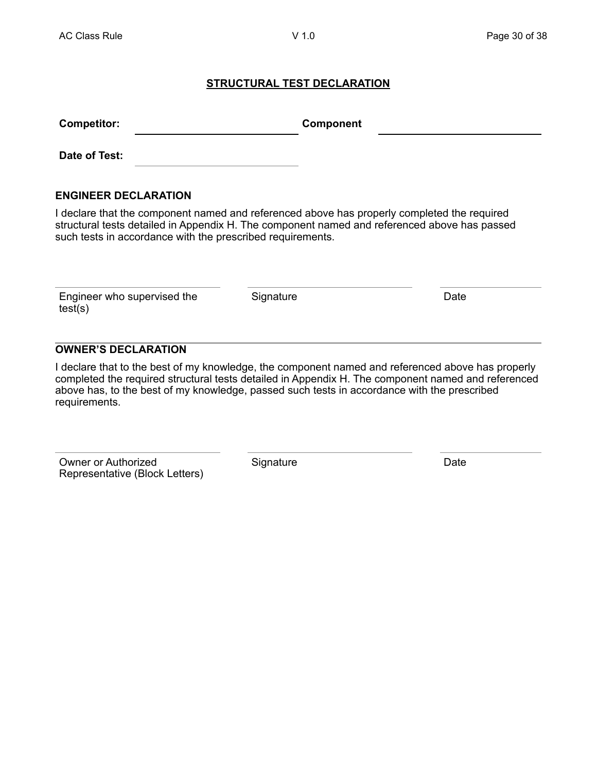## STRUCTURAL TEST DECLARATION

**Competitor:** ______________________ **Component** ______________________

**Date of Test:** ______________________

### ENGINEER DECLARATION

I declare that the component named and referenced above has properly completed the required structural tests detailed in Appendix H. The component named and referenced above has passed such tests in accordance with the prescribed requirements.

| ______________________ | ______________________ | ______________ |
|---|---|---|
| Engineer who supervised the test(s) | Signature | Date |

### OWNER'S DECLARATION

I declare that to the best of my knowledge, the component named and referenced above has properly completed the required structural tests detailed in Appendix H. The component named and referenced above has, to the best of my knowledge, passed such tests in accordance with the prescribed requirements.

| ______________________ | ______________________ | ______________ |
|---|---|---|
| Owner or Authorized Representative (Block Letters) | Signature | Date |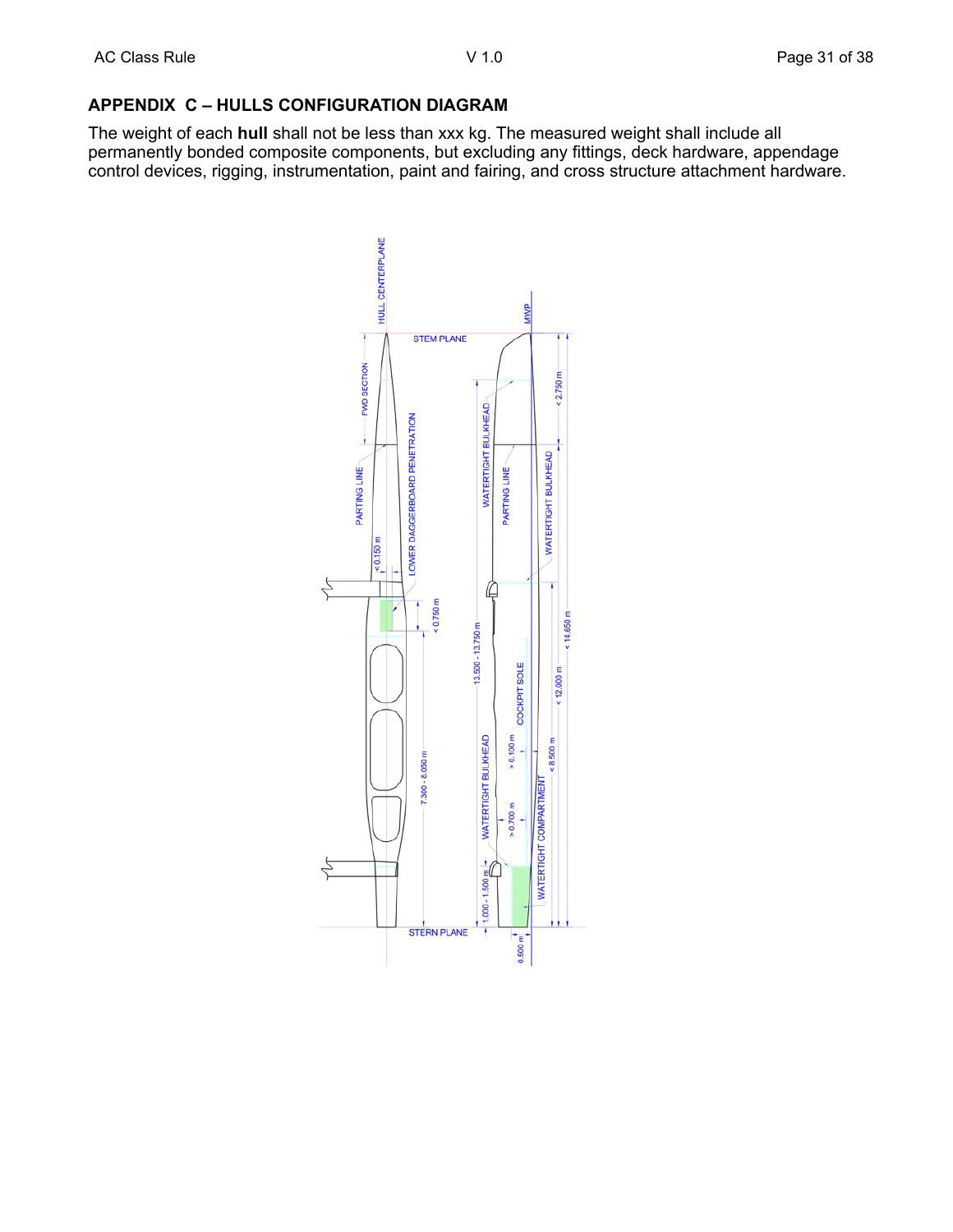## APPENDIX C – HULLS CONFIGURATION DIAGRAM

The weight of each **hull** shall not be less than xxx kg. The measured weight shall include all permanently bonded composite components, but excluding any fittings, deck hardware, appendage control devices, rigging, instrumentation, paint and fairing, and cross structure attachment hardware.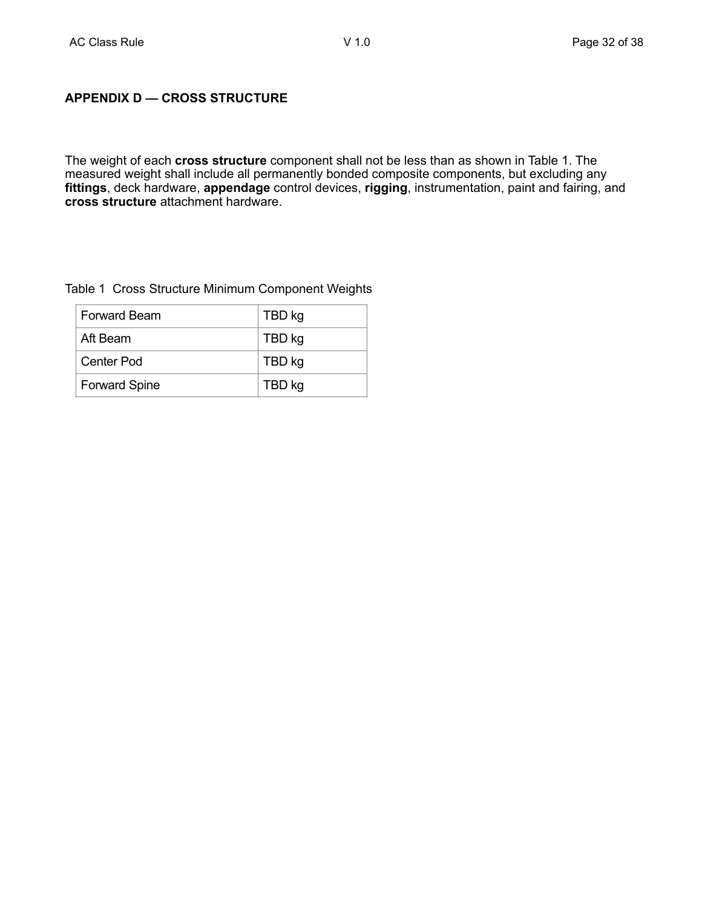## APPENDIX D — CROSS STRUCTURE

The weight of each **cross structure** component shall not be less than as shown in Table 1. The measured weight shall include all permanently bonded composite components, but excluding any **fittings**, deck hardware, **appendage** control devices, **rigging**, instrumentation, paint and fairing, and **cross structure** attachment hardware.

Table 1 Cross Structure Minimum Component Weights

| Component | Minimum Weight |
|---|---|
| Forward Beam | TBD kg |
| Aft Beam | TBD kg |
| Center Pod | TBD kg |
| Forward Spine | TBD kg |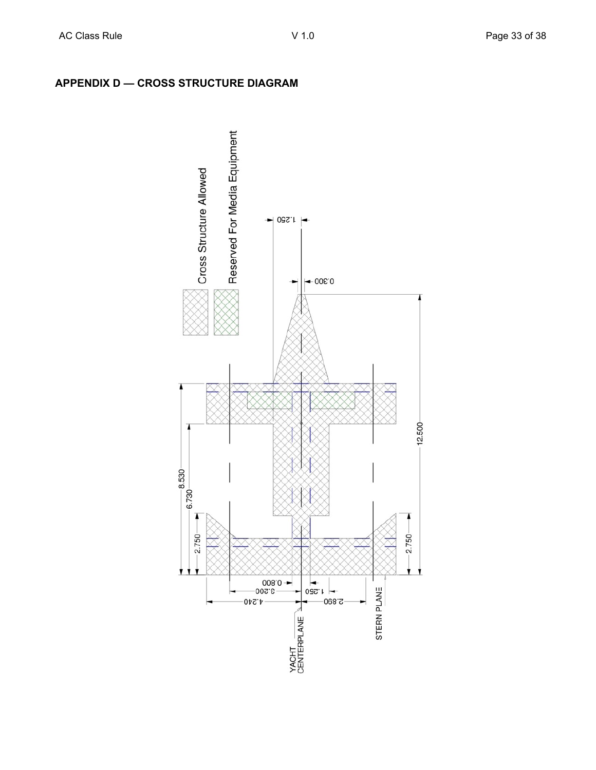## APPENDIX D — CROSS STRUCTURE DIAGRAM

Cross Structure Allowed

Reserved For Media Equipment

1.250

0.300

12.500

8.530

6.730

2.750

2.750

0.800

3.200

1.250

4.240

2.890

YACHT CENTERPLANE

STERN PLANE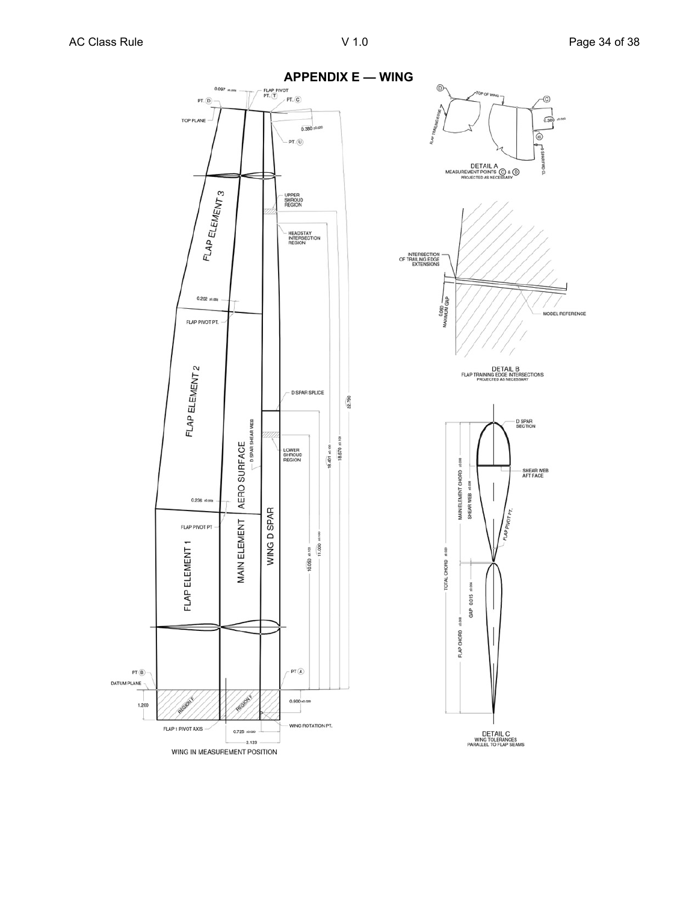# APPENDIX E — WING

0.097 ±0.005

FLAP PIVOT PT. (T)

PT. (D)

PT. (C)

TOP PLANE

0.380 ±0.020

PT. (U)

UPPER SHROUD REGION

HEADSTAY INTERSECTION REGION

FLAP ELEMENT 3

0.202 ±0.005

FLAP PIVOT PT.

FLAP ELEMENT 2

D SPAR SPLICE

22.790

18.401 ±0.100

18.570 ±0.100

D SPAR SHEAR WEB

LOWER SHROUD REGION

0.236 ±0.005

FLAP PIVOT PT

AERO SURFACE

MAIN ELEMENT

WING D SPAR

FLAP ELEMENT 1

10.050 ±0.100

11.000 ±0.100

PT (B)

PT (A)

DATUM PLANE

1.200

REGION F

REGION F

0.900 ±0.020

FLAP 1 PIVOT AXIS

0.725 ±0.020

WING ROTATION PT.

2.123

WING IN MEASUREMENT POSITION

(D) TOP OF WING (C)

FLAP TRAILING EDGE

0.380 ±0.005

(U)

SHAPPED D

DETAIL A
MEASUREMENT POINTS (C) & (D)
PROJECTED AS NECESSARY

INTERSECTION OF TRAILING EDGE EXTENSIONS

0.060 MAXIMUM GAP

MODEL REFERENCE

DETAIL B
FLAP TRAINING EDGE INTERSECTIONS
PROJECTED AS NECESSARY

D SPAR SECTION

SHEAR WEB AFT FACE

TOTAL CHORD ±0.020

MAIN ELEMENT CHORD ±0.008

SHEAR WEB ±0.008

FLAP PIVOT PT.

GAP 0.015 ±0.004

FLAP CHORD ±0.008

DETAIL C
WING TOLERANCES
PARALLEL TO FLAP SEAMS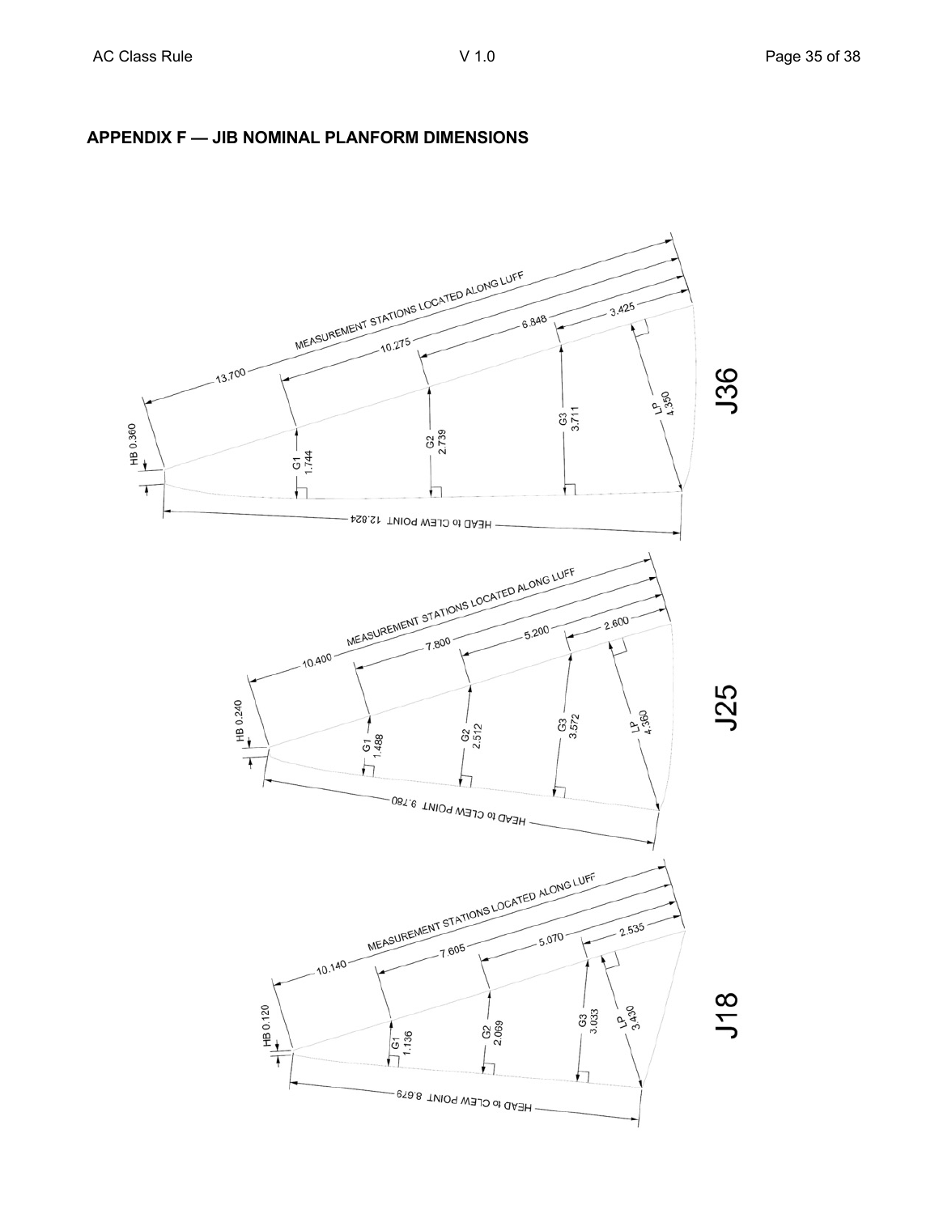## APPENDIX F — JIB NOMINAL PLANFORM DIMENSIONS

**J36**

MEASUREMENT STATIONS LOCATED ALONG LUFF

13.700

10.275

6.848

3.425

HB 0.360

G1 1.744

G2 2.739

G3 3.711

LP 4.350

HEAD to CLEW POINT 12.824

**J25**

MEASUREMENT STATIONS LOCATED ALONG LUFF

10.400

7.800

5.200

2.600

HB 0.240

G1 1.488

G2 2.512

G3 3.572

LP 4.360

HEAD to CLEW POINT 9.780

**J18**

MEASUREMENT STATIONS LOCATED ALONG LUFF

10.140

7.605

5.070

2.535

HB 0.120

G1 1.136

G2 2.069

G3 3.033

LP 3.430

HEAD to CLEW POINT 8.679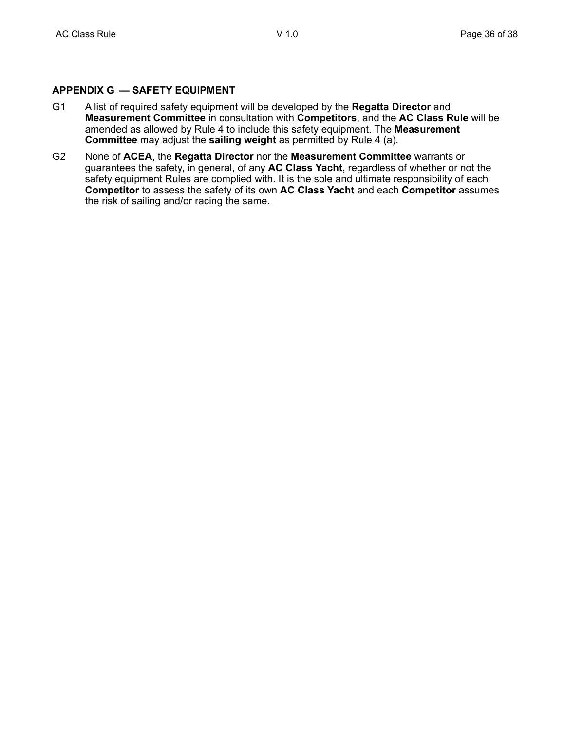## APPENDIX G — SAFETY EQUIPMENT

G1 A list of required safety equipment will be developed by the **Regatta Director** and **Measurement Committee** in consultation with **Competitors**, and the **AC Class Rule** will be amended as allowed by Rule 4 to include this safety equipment. The **Measurement Committee** may adjust the **sailing weight** as permitted by Rule 4 (a).

G2 None of **ACEA**, the **Regatta Director** nor the **Measurement Committee** warrants or guarantees the safety, in general, of any **AC Class Yacht**, regardless of whether or not the safety equipment Rules are complied with. It is the sole and ultimate responsibility of each **Competitor** to assess the safety of its own **AC Class Yacht** and each **Competitor** assumes the risk of sailing and/or racing the same.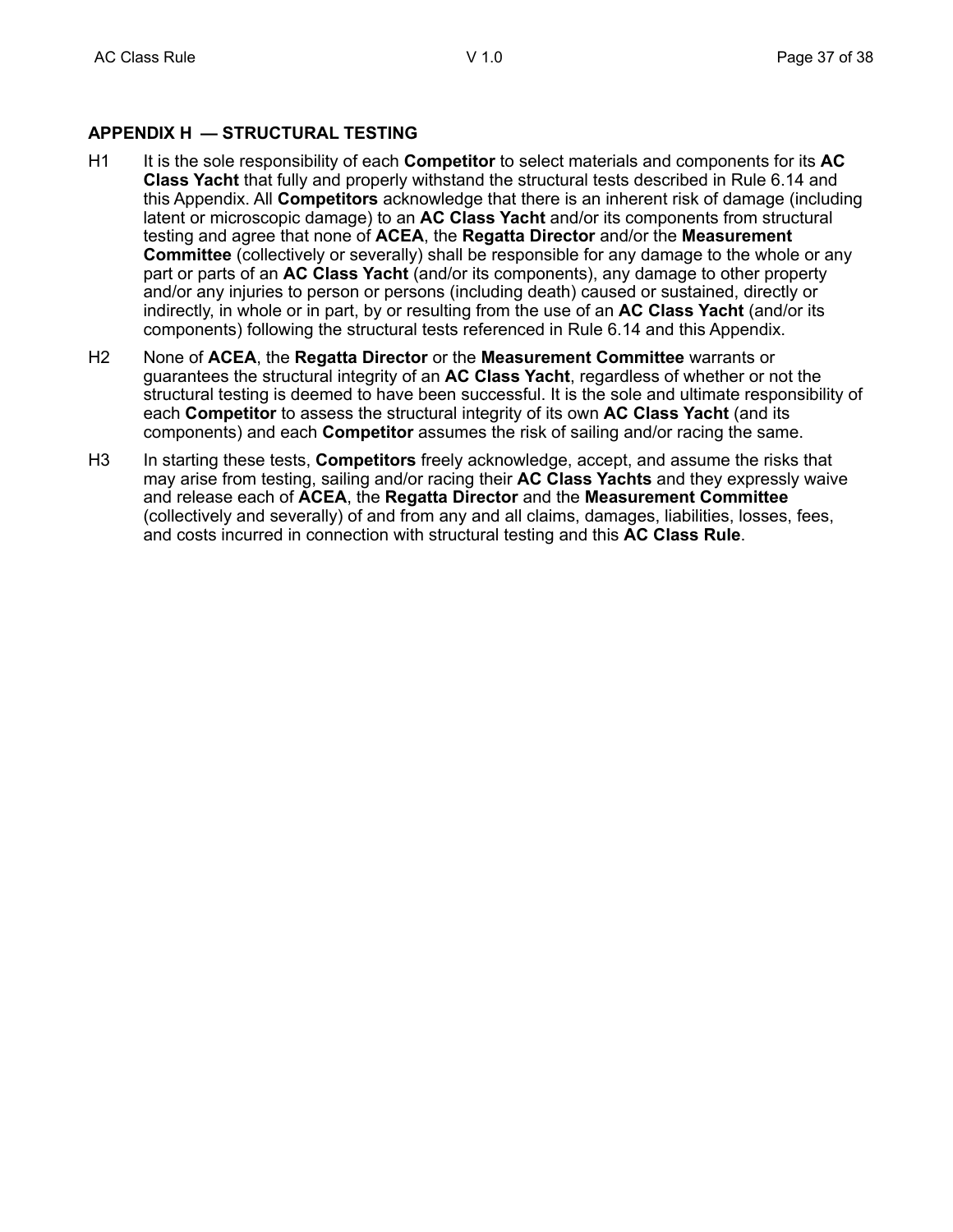## APPENDIX H — STRUCTURAL TESTING

H1 It is the sole responsibility of each **Competitor** to select materials and components for its **AC Class Yacht** that fully and properly withstand the structural tests described in Rule 6.14 and this Appendix. All **Competitors** acknowledge that there is an inherent risk of damage (including latent or microscopic damage) to an **AC Class Yacht** and/or its components from structural testing and agree that none of **ACEA**, the **Regatta Director** and/or the **Measurement Committee** (collectively or severally) shall be responsible for any damage to the whole or any part or parts of an **AC Class Yacht** (and/or its components), any damage to other property and/or any injuries to person or persons (including death) caused or sustained, directly or indirectly, in whole or in part, by or resulting from the use of an **AC Class Yacht** (and/or its components) following the structural tests referenced in Rule 6.14 and this Appendix.

H2 None of **ACEA**, the **Regatta Director** or the **Measurement Committee** warrants or guarantees the structural integrity of an **AC Class Yacht**, regardless of whether or not the structural testing is deemed to have been successful. It is the sole and ultimate responsibility of each **Competitor** to assess the structural integrity of its own **AC Class Yacht** (and its components) and each **Competitor** assumes the risk of sailing and/or racing the same.

H3 In starting these tests, **Competitors** freely acknowledge, accept, and assume the risks that may arise from testing, sailing and/or racing their **AC Class Yachts** and they expressly waive and release each of **ACEA**, the **Regatta Director** and the **Measurement Committee** (collectively and severally) of and from any and all claims, damages, liabilities, losses, fees, and costs incurred in connection with structural testing and this **AC Class Rule**.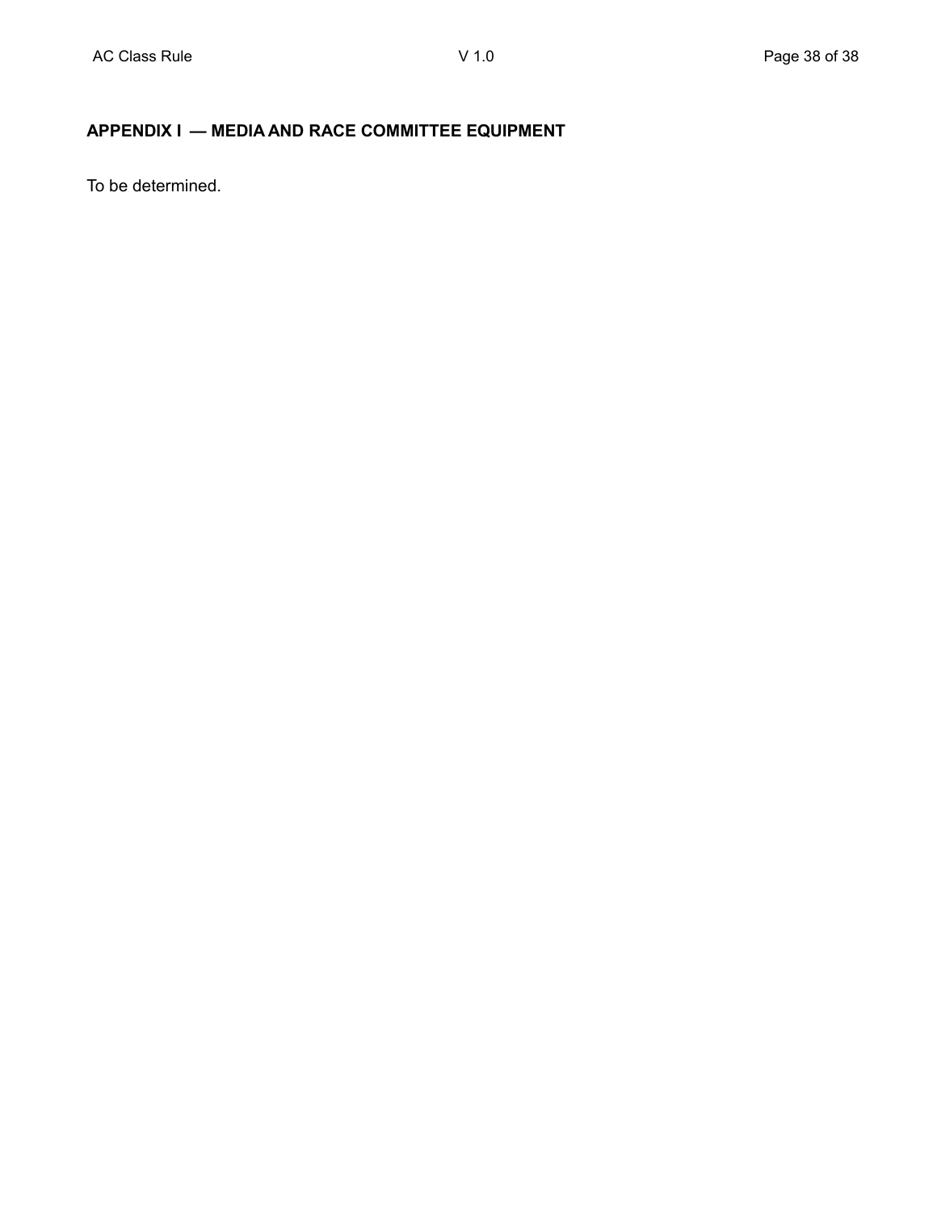## APPENDIX I — MEDIA AND RACE COMMITTEE EQUIPMENT

To be determined.